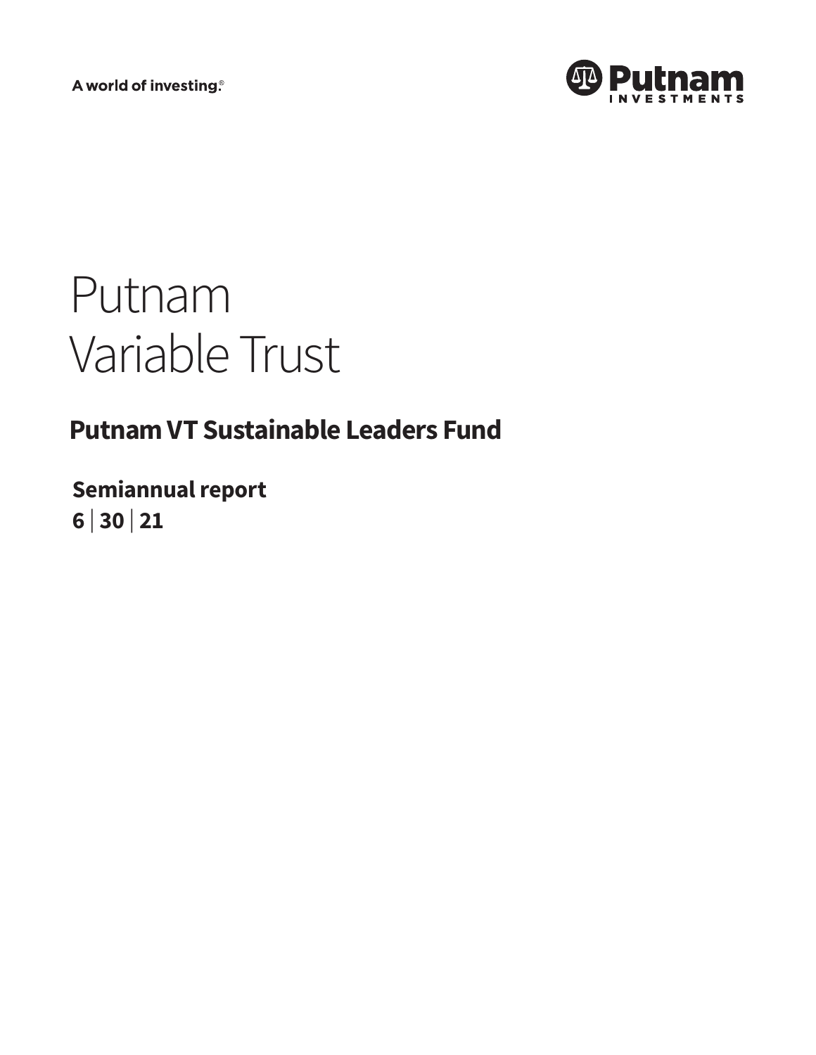A world of investing.®

Putnam Investments

# Putnam Variable Trust

## Putnam VT Sustainable Leaders Fund

**Semiannual report**
**6 | 30 | 21**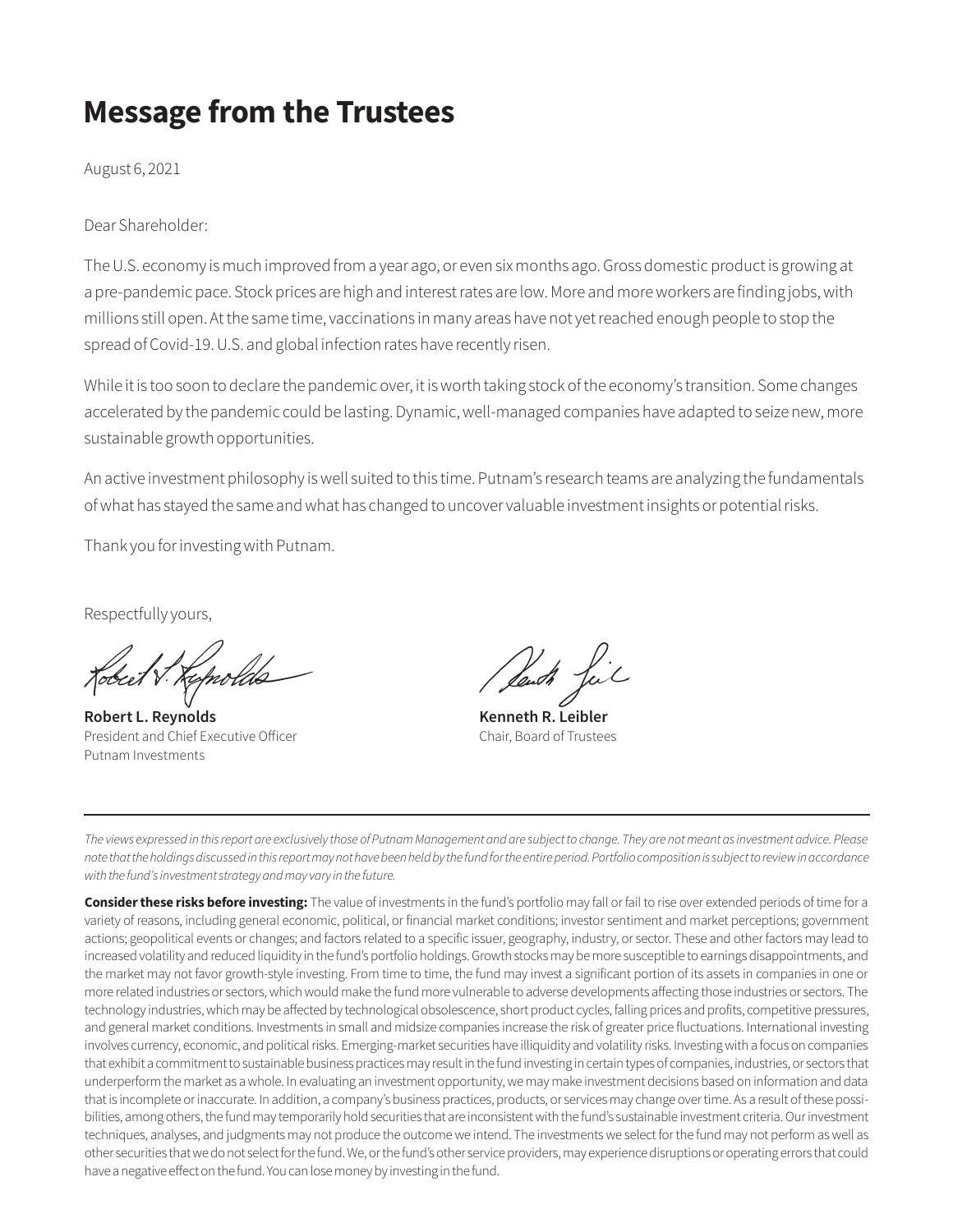# Message from the Trustees

August 6, 2021

Dear Shareholder:

The U.S. economy is much improved from a year ago, or even six months ago. Gross domestic product is growing at a pre-pandemic pace. Stock prices are high and interest rates are low. More and more workers are finding jobs, with millions still open. At the same time, vaccinations in many areas have not yet reached enough people to stop the spread of Covid-19. U.S. and global infection rates have recently risen.

While it is too soon to declare the pandemic over, it is worth taking stock of the economy's transition. Some changes accelerated by the pandemic could be lasting. Dynamic, well-managed companies have adapted to seize new, more sustainable growth opportunities.

An active investment philosophy is well suited to this time. Putnam's research teams are analyzing the fundamentals of what has stayed the same and what has changed to uncover valuable investment insights or potential risks.

Thank you for investing with Putnam.

Respectfully yours,

**Robert L. Reynolds**
President and Chief Executive Officer
Putnam Investments

**Kenneth R. Leibler**
Chair, Board of Trustees

---

*The views expressed in this report are exclusively those of Putnam Management and are subject to change. They are not meant as investment advice. Please note that the holdings discussed in this report may not have been held by the fund for the entire period. Portfolio composition is subject to review in accordance with the fund's investment strategy and may vary in the future.*

**Consider these risks before investing:** The value of investments in the fund's portfolio may fall or fail to rise over extended periods of time for a variety of reasons, including general economic, political, or financial market conditions; investor sentiment and market perceptions; government actions; geopolitical events or changes; and factors related to a specific issuer, geography, industry, or sector. These and other factors may lead to increased volatility and reduced liquidity in the fund's portfolio holdings. Growth stocks may be more susceptible to earnings disappointments, and the market may not favor growth-style investing. From time to time, the fund may invest a significant portion of its assets in companies in one or more related industries or sectors, which would make the fund more vulnerable to adverse developments affecting those industries or sectors. The technology industries, which may be affected by technological obsolescence, short product cycles, falling prices and profits, competitive pressures, and general market conditions. Investments in small and midsize companies increase the risk of greater price fluctuations. International investing involves currency, economic, and political risks. Emerging-market securities have illiquidity and volatility risks. Investing with a focus on companies that exhibit a commitment to sustainable business practices may result in the fund investing in certain types of companies, industries, or sectors that underperform the market as a whole. In evaluating an investment opportunity, we may make investment decisions based on information and data that is incomplete or inaccurate. In addition, a company's business practices, products, or services may change over time. As a result of these possibilities, among others, the fund may temporarily hold securities that are inconsistent with the fund's sustainable investment criteria. Our investment techniques, analyses, and judgments may not produce the outcome we intend. The investments we select for the fund may not perform as well as other securities that we do not select for the fund. We, or the fund's other service providers, may experience disruptions or operating errors that could have a negative effect on the fund. You can lose money by investing in the fund.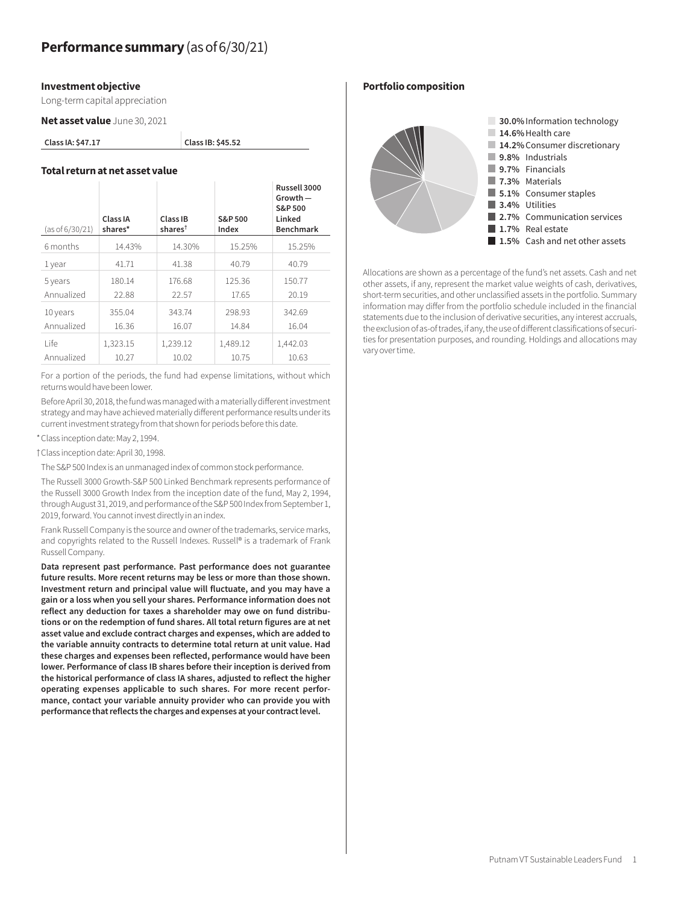# Performance summary (as of 6/30/21)

## Investment objective

Long-term capital appreciation

**Net asset value** June 30, 2021

| Class IA: $47.17 | Class IB: $45.52 |
|---|---|

## Total return at net asset value

| (as of 6/30/21) | Class IA shares* | Class IB shares† | S&P 500 Index | Russell 3000 Growth — S&P 500 Linked Benchmark |
|---|---|---|---|---|
| 6 months | 14.43% | 14.30% | 15.25% | 15.25% |
| 1 year | 41.71 | 41.38 | 40.79 | 40.79 |
| 5 years | 180.14 | 176.68 | 125.36 | 150.77 |
| Annualized | 22.88 | 22.57 | 17.65 | 20.19 |
| 10 years | 355.04 | 343.74 | 298.93 | 342.69 |
| Annualized | 16.36 | 16.07 | 14.84 | 16.04 |
| Life | 1,323.15 | 1,239.12 | 1,489.12 | 1,442.03 |
| Annualized | 10.27 | 10.02 | 10.75 | 10.63 |

For a portion of the periods, the fund had expense limitations, without which returns would have been lower.

Before April 30, 2018, the fund was managed with a materially different investment strategy and may have achieved materially different performance results under its current investment strategy from that shown for periods before this date.

\* Class inception date: May 2, 1994.

† Class inception date: April 30, 1998.

The S&P 500 Index is an unmanaged index of common stock performance.

The Russell 3000 Growth-S&P 500 Linked Benchmark represents performance of the Russell 3000 Growth Index from the inception date of the fund, May 2, 1994, through August 31, 2019, and performance of the S&P 500 Index from September 1, 2019, forward. You cannot invest directly in an index.

Frank Russell Company is the source and owner of the trademarks, service marks, and copyrights related to the Russell Indexes. Russell® is a trademark of Frank Russell Company.

**Data represent past performance. Past performance does not guarantee future results. More recent returns may be less or more than those shown. Investment return and principal value will fluctuate, and you may have a gain or a loss when you sell your shares. Performance information does not reflect any deduction for taxes a shareholder may owe on fund distributions or on the redemption of fund shares. All total return figures are at net asset value and exclude contract charges and expenses, which are added to the variable annuity contracts to determine total return at unit value. Had these charges and expenses been reflected, performance would have been lower. Performance of class IB shares before their inception is derived from the historical performance of class IA shares, adjusted to reflect the higher operating expenses applicable to such shares. For more recent performance, contact your variable annuity provider who can provide you with performance that reflects the charges and expenses at your contract level.**

## Portfolio composition

- **30.0%** Information technology
- **14.6%** Health care
- **14.2%** Consumer discretionary
- **9.8%** Industrials
- **9.7%** Financials
- **7.3%** Materials
- **5.1%** Consumer staples
- **3.4%** Utilities
- **2.7%** Communication services
- **1.7%** Real estate
- **1.5%** Cash and net other assets

Allocations are shown as a percentage of the fund's net assets. Cash and net other assets, if any, represent the market value weights of cash, derivatives, short-term securities, and other unclassified assets in the portfolio. Summary information may differ from the portfolio schedule included in the financial statements due to the inclusion of derivative securities, any interest accruals, the exclusion of as-of trades, if any, the use of different classifications of securities for presentation purposes, and rounding. Holdings and allocations may vary over time.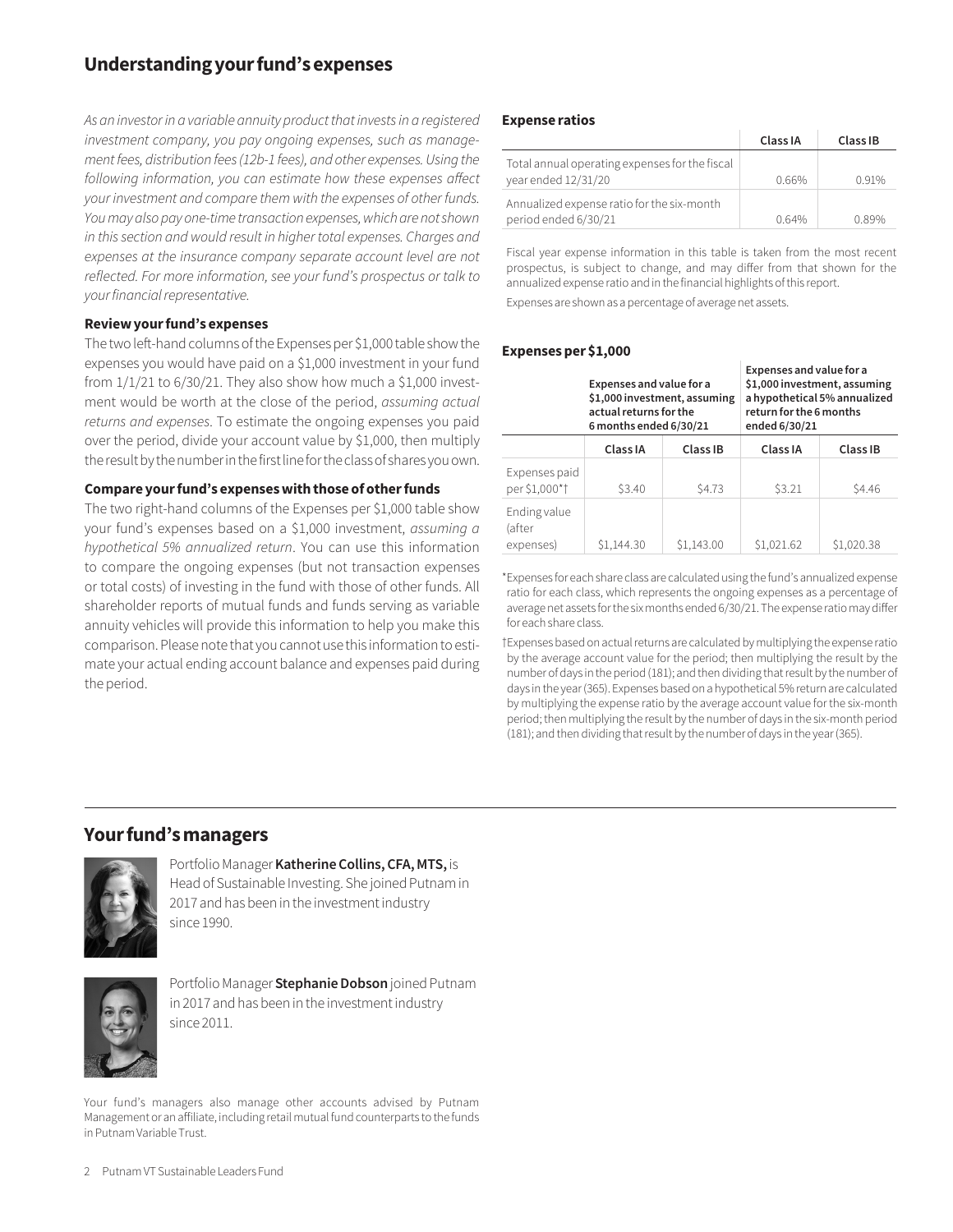## Understanding your fund's expenses

*As an investor in a variable annuity product that invests in a registered investment company, you pay ongoing expenses, such as management fees, distribution fees (12b-1 fees), and other expenses. Using the following information, you can estimate how these expenses affect your investment and compare them with the expenses of other funds. You may also pay one-time transaction expenses, which are not shown in this section and would result in higher total expenses. Charges and expenses at the insurance company separate account level are not reflected. For more information, see your fund's prospectus or talk to your financial representative.*

### Review your fund's expenses

The two left-hand columns of the Expenses per $1,000 table show the expenses you would have paid on a $1,000 investment in your fund from 1/1/21 to 6/30/21. They also show how much a $1,000 investment would be worth at the close of the period, *assuming actual returns and expenses*. To estimate the ongoing expenses you paid over the period, divide your account value by $1,000, then multiply the result by the number in the first line for the class of shares you own.

### Compare your fund's expenses with those of other funds

The two right-hand columns of the Expenses per $1,000 table show your fund's expenses based on a $1,000 investment, *assuming a hypothetical 5% annualized return*. You can use this information to compare the ongoing expenses (but not transaction expenses or total costs) of investing in the fund with those of other funds. All shareholder reports of mutual funds and funds serving as variable annuity vehicles will provide this information to help you make this comparison. Please note that you cannot use this information to estimate your actual ending account balance and expenses paid during the period.

### Expense ratios

| | Class IA | Class IB |
|---|---|---|
| Total annual operating expenses for the fiscal year ended 12/31/20 | 0.66% | 0.91% |
| Annualized expense ratio for the six-month period ended 6/30/21 | 0.64% | 0.89% |

Fiscal year expense information in this table is taken from the most recent prospectus, is subject to change, and may differ from that shown for the annualized expense ratio and in the financial highlights of this report.

Expenses are shown as a percentage of average net assets.

### Expenses per $1,000

| | Expenses and value for a $1,000 investment, assuming actual returns for the 6 months ended 6/30/21 | | Expenses and value for a $1,000 investment, assuming a hypothetical 5% annualized return for the 6 months ended 6/30/21 | |
|---|---|---|---|---|
| | Class IA | Class IB | Class IA | Class IB |
| Expenses paid per $1,000*† | $3.40 | $4.73 | $3.21 | $4.46 |
| Ending value (after expenses) | $1,144.30 | $1,143.00 | $1,021.62 | $1,020.38 |

*Expenses for each share class are calculated using the fund's annualized expense ratio for each class, which represents the ongoing expenses as a percentage of average net assets for the six months ended 6/30/21. The expense ratio may differ for each share class.

†Expenses based on actual returns are calculated by multiplying the expense ratio by the average account value for the period; then multiplying the result by the number of days in the period (181); and then dividing that result by the number of days in the year (365). Expenses based on a hypothetical 5% return are calculated by multiplying the expense ratio by the average account value for the six-month period; then multiplying the result by the number of days in the six-month period (181); and then dividing that result by the number of days in the year (365).

## Your fund's managers

Portfolio Manager **Katherine Collins, CFA, MTS,** is Head of Sustainable Investing. She joined Putnam in 2017 and has been in the investment industry since 1990.

Portfolio Manager **Stephanie Dobson** joined Putnam in 2017 and has been in the investment industry since 2011.

Your fund's managers also manage other accounts advised by Putnam Management or an affiliate, including retail mutual fund counterparts to the funds in Putnam Variable Trust.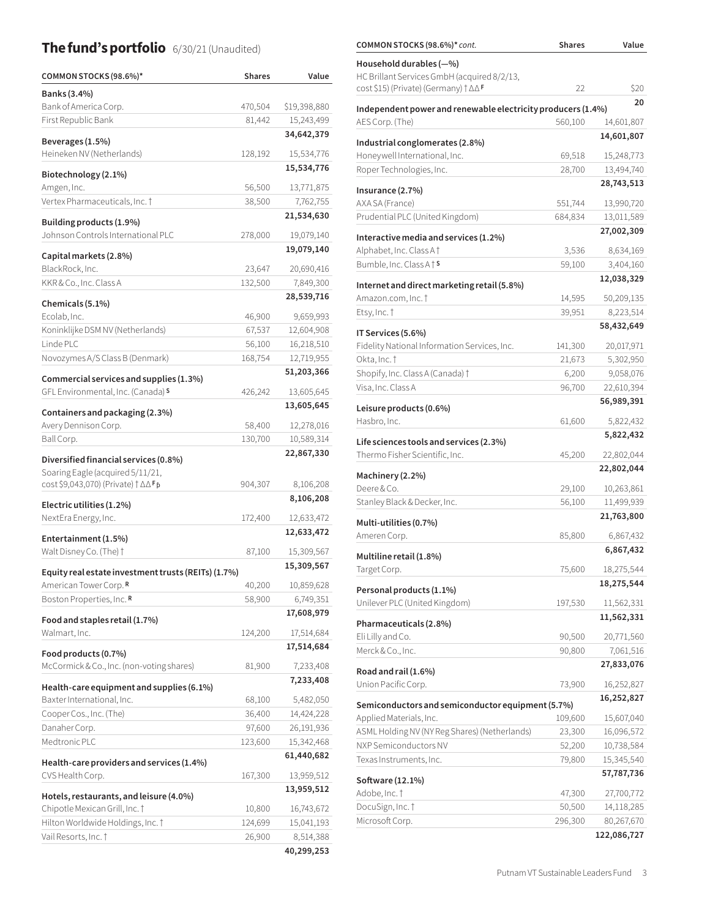## The fund's portfolio 6/30/21 (Unaudited)

| COMMON STOCKS (98.6%)* | Shares | Value |
|---|---|---|
| **Banks (3.4%)** | | |
| Bank of America Corp. | 470,504 | $19,398,880 |
| First Republic Bank | 81,442 | 15,243,499 |
| | | **34,642,379** |
| **Beverages (1.5%)** | | |
| Heineken NV (Netherlands) | 128,192 | 15,534,776 |
| | | **15,534,776** |
| **Biotechnology (2.1%)** | | |
| Amgen, Inc. | 56,500 | 13,771,875 |
| Vertex Pharmaceuticals, Inc. † | 38,500 | 7,762,755 |
| | | **21,534,630** |
| **Building products (1.9%)** | | |
| Johnson Controls International PLC | 278,000 | 19,079,140 |
| | | **19,079,140** |
| **Capital markets (2.8%)** | | |
| BlackRock, Inc. | 23,647 | 20,690,416 |
| KKR & Co., Inc. Class A | 132,500 | 7,849,300 |
| | | **28,539,716** |
| **Chemicals (5.1%)** | | |
| Ecolab, Inc. | 46,900 | 9,659,993 |
| Koninklijke DSM NV (Netherlands) | 67,537 | 12,604,908 |
| Linde PLC | 56,100 | 16,218,510 |
| Novozymes A/S Class B (Denmark) | 168,754 | 12,719,955 |
| | | **51,203,366** |
| **Commercial services and supplies (1.3%)** | | |
| GFL Environmental, Inc. (Canada) S | 426,242 | 13,605,645 |
| | | **13,605,645** |
| **Containers and packaging (2.3%)** | | |
| Avery Dennison Corp. | 58,400 | 12,278,016 |
| Ball Corp. | 130,700 | 10,589,314 |
| | | **22,867,330** |
| **Diversified financial services (0.8%)** | | |
| Soaring Eagle (acquired 5/11/21, cost $9,043,070) (Private) † ΔΔ F ϸ | 904,307 | 8,106,208 |
| | | **8,106,208** |
| **Electric utilities (1.2%)** | | |
| NextEra Energy, Inc. | 172,400 | 12,633,472 |
| | | **12,633,472** |
| **Entertainment (1.5%)** | | |
| Walt Disney Co. (The) † | 87,100 | 15,309,567 |
| | | **15,309,567** |
| **Equity real estate investment trusts (REITs) (1.7%)** | | |
| American Tower Corp. R | 40,200 | 10,859,628 |
| Boston Properties, Inc. R | 58,900 | 6,749,351 |
| | | **17,608,979** |
| **Food and staples retail (1.7%)** | | |
| Walmart, Inc. | 124,200 | 17,514,684 |
| | | **17,514,684** |
| **Food products (0.7%)** | | |
| McCormick & Co., Inc. (non-voting shares) | 81,900 | 7,233,408 |
| | | **7,233,408** |
| **Health-care equipment and supplies (6.1%)** | | |
| Baxter International, Inc. | 68,100 | 5,482,050 |
| Cooper Cos., Inc. (The) | 36,400 | 14,424,228 |
| Danaher Corp. | 97,600 | 26,191,936 |
| Medtronic PLC | 123,600 | 15,342,468 |
| | | **61,440,682** |
| **Health-care providers and services (1.4%)** | | |
| CVS Health Corp. | 167,300 | 13,959,512 |
| | | **13,959,512** |
| **Hotels, restaurants, and leisure (4.0%)** | | |
| Chipotle Mexican Grill, Inc. † | 10,800 | 16,743,672 |
| Hilton Worldwide Holdings, Inc. † | 124,699 | 15,041,193 |
| Vail Resorts, Inc. † | 26,900 | 8,514,388 |
| | | **40,299,253** |

| COMMON STOCKS (98.6%)* *cont.* | Shares | Value |
|---|---|---|
| **Household durables (—%)** | | |
| HC Brillant Services GmbH (acquired 8/2/13, cost $15) (Private) (Germany) † ΔΔ F | 22 | $20 |
| | | **20** |
| **Independent power and renewable electricity producers (1.4%)** | | |
| AES Corp. (The) | 560,100 | 14,601,807 |
| | | **14,601,807** |
| **Industrial conglomerates (2.8%)** | | |
| Honeywell International, Inc. | 69,518 | 15,248,773 |
| Roper Technologies, Inc. | 28,700 | 13,494,740 |
| | | **28,743,513** |
| **Insurance (2.7%)** | | |
| AXA SA (France) | 551,744 | 13,990,720 |
| Prudential PLC (United Kingdom) | 684,834 | 13,011,589 |
| | | **27,002,309** |
| **Interactive media and services (1.2%)** | | |
| Alphabet, Inc. Class A † | 3,536 | 8,634,169 |
| Bumble, Inc. Class A † S | 59,100 | 3,404,160 |
| | | **12,038,329** |
| **Internet and direct marketing retail (5.8%)** | | |
| Amazon.com, Inc. † | 14,595 | 50,209,135 |
| Etsy, Inc. † | 39,951 | 8,223,514 |
| | | **58,432,649** |
| **IT Services (5.6%)** | | |
| Fidelity National Information Services, Inc. | 141,300 | 20,017,971 |
| Okta, Inc. † | 21,673 | 5,302,950 |
| Shopify, Inc. Class A (Canada) † | 6,200 | 9,058,076 |
| Visa, Inc. Class A | 96,700 | 22,610,394 |
| | | **56,989,391** |
| **Leisure products (0.6%)** | | |
| Hasbro, Inc. | 61,600 | 5,822,432 |
| | | **5,822,432** |
| **Life sciences tools and services (2.3%)** | | |
| Thermo Fisher Scientific, Inc. | 45,200 | 22,802,044 |
| | | **22,802,044** |
| **Machinery (2.2%)** | | |
| Deere & Co. | 29,100 | 10,263,861 |
| Stanley Black & Decker, Inc. | 56,100 | 11,499,939 |
| | | **21,763,800** |
| **Multi-utilities (0.7%)** | | |
| Ameren Corp. | 85,800 | 6,867,432 |
| | | **6,867,432** |
| **Multiline retail (1.8%)** | | |
| Target Corp. | 75,600 | 18,275,544 |
| | | **18,275,544** |
| **Personal products (1.1%)** | | |
| Unilever PLC (United Kingdom) | 197,530 | 11,562,331 |
| | | **11,562,331** |
| **Pharmaceuticals (2.8%)** | | |
| Eli Lilly and Co. | 90,500 | 20,771,560 |
| Merck & Co., Inc. | 90,800 | 7,061,516 |
| | | **27,833,076** |
| **Road and rail (1.6%)** | | |
| Union Pacific Corp. | 73,900 | 16,252,827 |
| | | **16,252,827** |
| **Semiconductors and semiconductor equipment (5.7%)** | | |
| Applied Materials, Inc. | 109,600 | 15,607,040 |
| ASML Holding NV (NY Reg Shares) (Netherlands) | 23,300 | 16,096,572 |
| NXP Semiconductors NV | 52,200 | 10,738,584 |
| Texas Instruments, Inc. | 79,800 | 15,345,540 |
| | | **57,787,736** |
| **Software (12.1%)** | | |
| Adobe, Inc. † | 47,300 | 27,700,772 |
| DocuSign, Inc. † | 50,500 | 14,118,285 |
| Microsoft Corp. | 296,300 | 80,267,670 |
| | | **122,086,727** |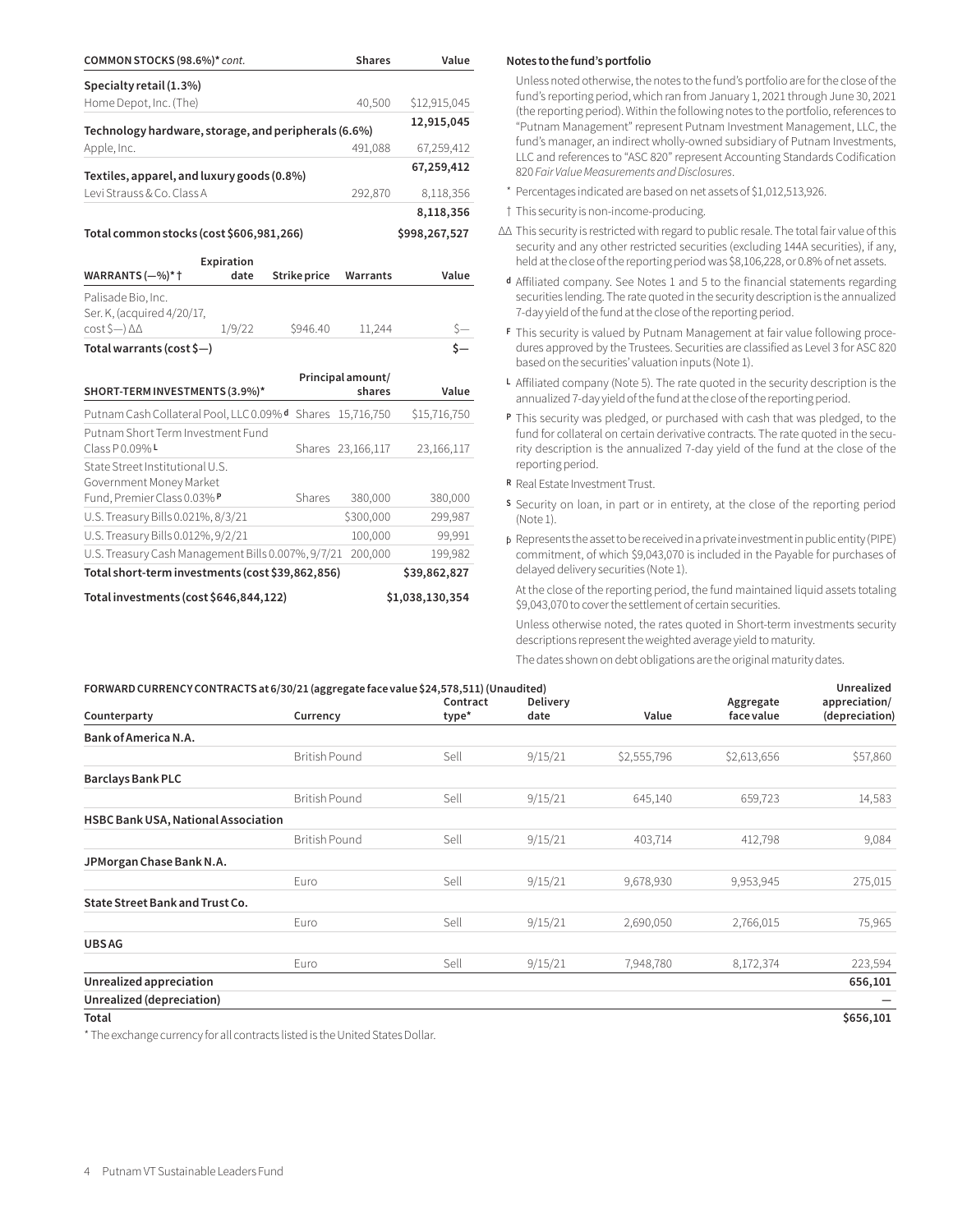| COMMON STOCKS (98.6%)* *cont.* | Shares | Value |
|---|---|---|
| **Specialty retail (1.3%)** | | |
| Home Depot, Inc. (The) | 40,500 | $12,915,045 |
| | | **12,915,045** |
| **Technology hardware, storage, and peripherals (6.6%)** | | |
| Apple, Inc. | 491,088 | 67,259,412 |
| | | **67,259,412** |
| **Textiles, apparel, and luxury goods (0.8%)** | | |
| Levi Strauss & Co. Class A | 292,870 | 8,118,356 |
| | | **8,118,356** |
| **Total common stocks (cost $606,981,266)** | | **$998,267,527** |

| WARRANTS (—%)* † | Expiration date | Strike price | Warrants | Value |
|---|---|---|---|---|
| Palisade Bio, Inc. Ser. K, (acquired 4/20/17, cost $—) ΔΔ | 1/9/22 | $946.40 | 11,244 | $— |
| **Total warrants (cost $—)** | | | | **$—** |

| SHORT-TERM INVESTMENTS (3.9%)* | | Principal amount/ shares | Value |
|---|---|---|---|
| Putnam Cash Collateral Pool, LLC 0.09% d | Shares | 15,716,750 | $15,716,750 |
| Putnam Short Term Investment Fund Class P 0.09% L | Shares | 23,166,117 | 23,166,117 |
| State Street Institutional U.S. Government Money Market Fund, Premier Class 0.03% P | Shares | 380,000 | 380,000 |
| U.S. Treasury Bills 0.021%, 8/3/21 | | $300,000 | 299,987 |
| U.S. Treasury Bills 0.012%, 9/2/21 | | 100,000 | 99,991 |
| U.S. Treasury Cash Management Bills 0.007%, 9/7/21 | | 200,000 | 199,982 |
| **Total short-term investments (cost $39,862,856)** | | | **$39,862,827** |
| **Total investments (cost $646,844,122)** | | | **$1,038,130,354** |

**Notes to the fund's portfolio**

Unless noted otherwise, the notes to the fund's portfolio are for the close of the fund's reporting period, which ran from January 1, 2021 through June 30, 2021 (the reporting period). Within the following notes to the portfolio, references to "Putnam Management" represent Putnam Investment Management, LLC, the fund's manager, an indirect wholly-owned subsidiary of Putnam Investments, LLC and references to "ASC 820" represent Accounting Standards Codification 820 *Fair Value Measurements and Disclosures*.

\* Percentages indicated are based on net assets of $1,012,513,926.

† This security is non-income-producing.

ΔΔ This security is restricted with regard to public resale. The total fair value of this security and any other restricted securities (excluding 144A securities), if any, held at the close of the reporting period was $8,106,228, or 0.8% of net assets.

d Affiliated company. See Notes 1 and 5 to the financial statements regarding securities lending. The rate quoted in the security description is the annualized 7-day yield of the fund at the close of the reporting period.

F This security is valued by Putnam Management at fair value following procedures approved by the Trustees. Securities are classified as Level 3 for ASC 820 based on the securities' valuation inputs (Note 1).

L Affiliated company (Note 5). The rate quoted in the security description is the annualized 7-day yield of the fund at the close of the reporting period.

P This security was pledged, or purchased with cash that was pledged, to the fund for collateral on certain derivative contracts. The rate quoted in the security description is the annualized 7-day yield of the fund at the close of the reporting period.

R Real Estate Investment Trust.

S Security on loan, in part or in entirety, at the close of the reporting period (Note 1).

þ Represents the asset to be received in a private investment in public entity (PIPE) commitment, of which $9,043,070 is included in the Payable for purchases of delayed delivery securities (Note 1).

At the close of the reporting period, the fund maintained liquid assets totaling $9,043,070 to cover the settlement of certain securities.

Unless otherwise noted, the rates quoted in Short-term investments security descriptions represent the weighted average yield to maturity.

The dates shown on debt obligations are the original maturity dates.

**FORWARD CURRENCY CONTRACTS at 6/30/21 (aggregate face value $24,578,511) (Unaudited)**

| Counterparty | Currency | Contract type* | Delivery date | Value | Aggregate face value | Unrealized appreciation/ (depreciation) |
|---|---|---|---|---|---|---|
| **Bank of America N.A.** | | | | | | |
| | British Pound | Sell | 9/15/21 | $2,555,796 | $2,613,656 | $57,860 |
| **Barclays Bank PLC** | | | | | | |
| | British Pound | Sell | 9/15/21 | 645,140 | 659,723 | 14,583 |
| **HSBC Bank USA, National Association** | | | | | | |
| | British Pound | Sell | 9/15/21 | 403,714 | 412,798 | 9,084 |
| **JPMorgan Chase Bank N.A.** | | | | | | |
| | Euro | Sell | 9/15/21 | 9,678,930 | 9,953,945 | 275,015 |
| **State Street Bank and Trust Co.** | | | | | | |
| | Euro | Sell | 9/15/21 | 2,690,050 | 2,766,015 | 75,965 |
| **UBS AG** | | | | | | |
| | Euro | Sell | 9/15/21 | 7,948,780 | 8,172,374 | 223,594 |
| **Unrealized appreciation** | | | | | | **656,101** |
| **Unrealized (depreciation)** | | | | | | — |
| **Total** | | | | | | **$656,101** |

\* The exchange currency for all contracts listed is the United States Dollar.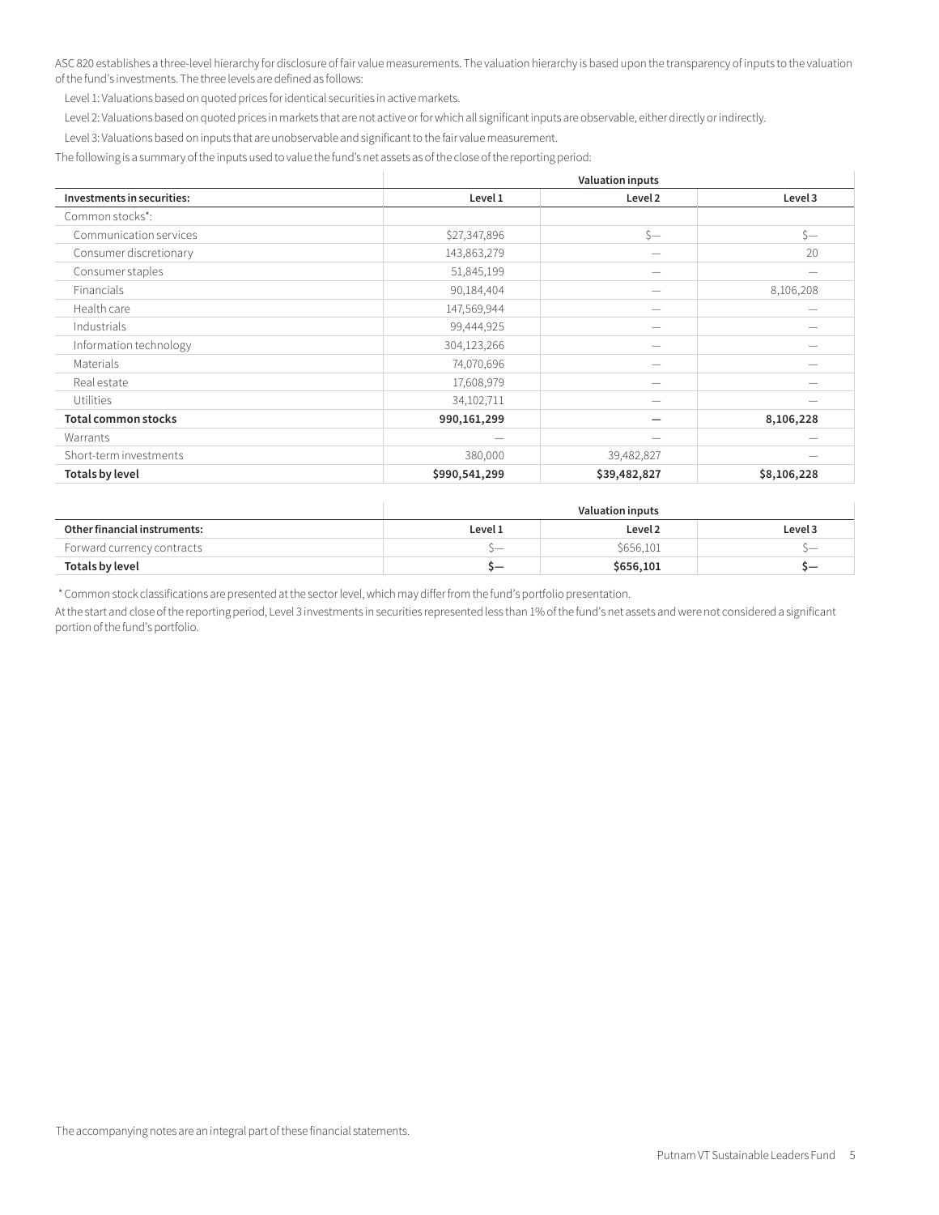ASC 820 establishes a three-level hierarchy for disclosure of fair value measurements. The valuation hierarchy is based upon the transparency of inputs to the valuation of the fund's investments. The three levels are defined as follows:

Level 1: Valuations based on quoted prices for identical securities in active markets.

Level 2: Valuations based on quoted prices in markets that are not active or for which all significant inputs are observable, either directly or indirectly.

Level 3: Valuations based on inputs that are unobservable and significant to the fair value measurement.

The following is a summary of the inputs used to value the fund's net assets as of the close of the reporting period:

| | Valuation inputs | | |
|---|---|---|---|
| **Investments in securities:** | **Level 1** | **Level 2** | **Level 3** |
| Common stocks*: | | | |
| Communication services | $27,347,896 | $— | $— |
| Consumer discretionary | 143,863,279 | — | 20 |
| Consumer staples | 51,845,199 | — | — |
| Financials | 90,184,404 | — | 8,106,208 |
| Health care | 147,569,944 | — | — |
| Industrials | 99,444,925 | — | — |
| Information technology | 304,123,266 | — | — |
| Materials | 74,070,696 | — | — |
| Real estate | 17,608,979 | — | — |
| Utilities | 34,102,711 | — | — |
| **Total common stocks** | **990,161,299** | **—** | **8,106,228** |
| Warrants | — | — | — |
| Short-term investments | 380,000 | 39,482,827 | — |
| **Totals by level** | **$990,541,299** | **$39,482,827** | **$8,106,228** |

| | Valuation inputs | | |
|---|---|---|---|
| **Other financial instruments:** | **Level 1** | **Level 2** | **Level 3** |
| Forward currency contracts | $— | $656,101 | $— |
| **Totals by level** | **$—** | **$656,101** | **$—** |

* Common stock classifications are presented at the sector level, which may differ from the fund's portfolio presentation.

At the start and close of the reporting period, Level 3 investments in securities represented less than 1% of the fund's net assets and were not considered a significant portion of the fund's portfolio.

The accompanying notes are an integral part of these financial statements.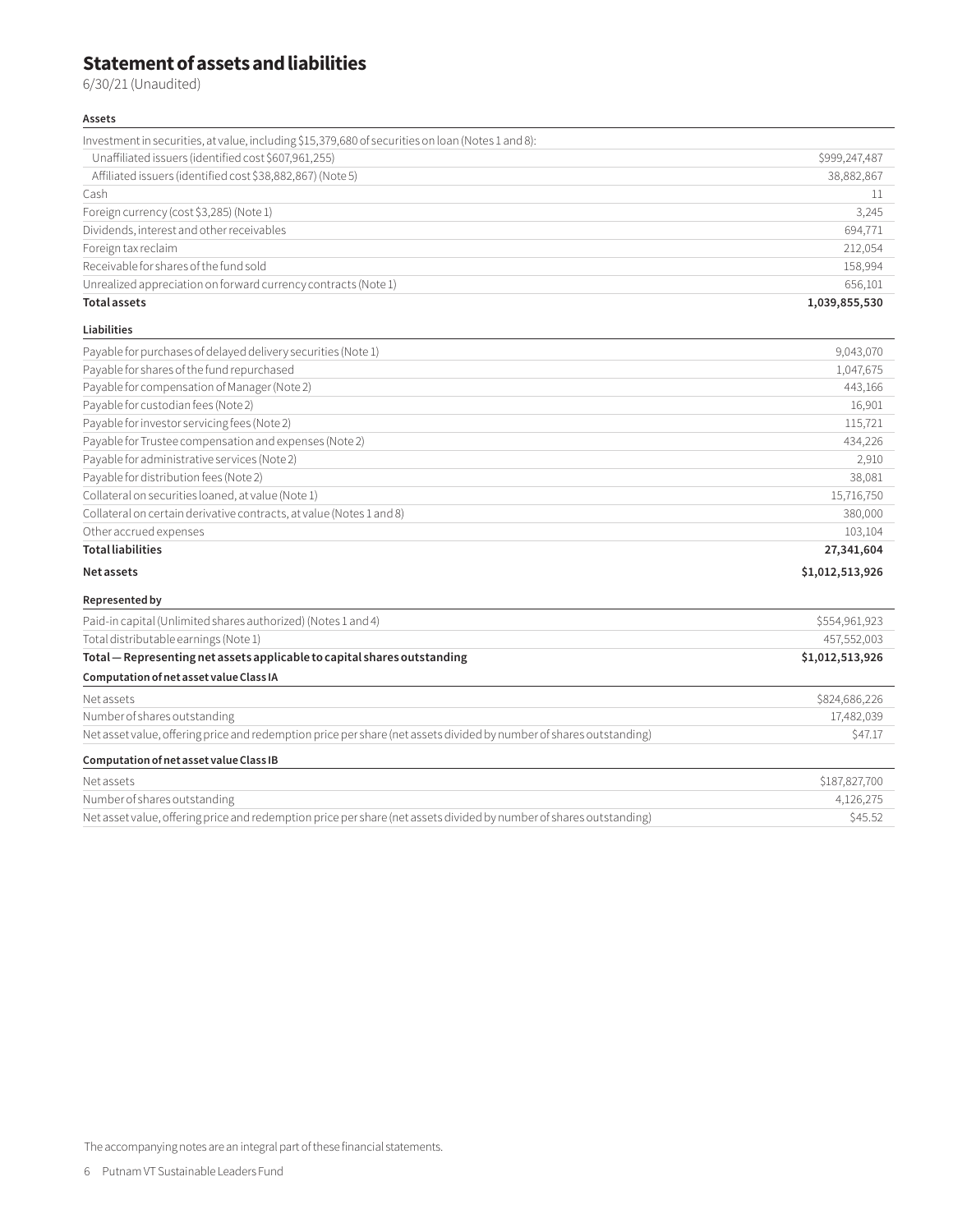# Statement of assets and liabilities

6/30/21 (Unaudited)

| **Assets** | |
|---|---|
| Investment in securities, at value, including $15,379,680 of securities on loan (Notes 1 and 8): | |
| Unaffiliated issuers (identified cost $607,961,255) | $999,247,487 |
| Affiliated issuers (identified cost $38,882,867) (Note 5) | 38,882,867 |
| Cash | 11 |
| Foreign currency (cost $3,285) (Note 1) | 3,245 |
| Dividends, interest and other receivables | 694,771 |
| Foreign tax reclaim | 212,054 |
| Receivable for shares of the fund sold | 158,994 |
| Unrealized appreciation on forward currency contracts (Note 1) | 656,101 |
| **Total assets** | **1,039,855,530** |
| | |
| **Liabilities** | |
| Payable for purchases of delayed delivery securities (Note 1) | 9,043,070 |
| Payable for shares of the fund repurchased | 1,047,675 |
| Payable for compensation of Manager (Note 2) | 443,166 |
| Payable for custodian fees (Note 2) | 16,901 |
| Payable for investor servicing fees (Note 2) | 115,721 |
| Payable for Trustee compensation and expenses (Note 2) | 434,226 |
| Payable for administrative services (Note 2) | 2,910 |
| Payable for distribution fees (Note 2) | 38,081 |
| Collateral on securities loaned, at value (Note 1) | 15,716,750 |
| Collateral on certain derivative contracts, at value (Notes 1 and 8) | 380,000 |
| Other accrued expenses | 103,104 |
| **Total liabilities** | **27,341,604** |
| | |
| **Net assets** | **$1,012,513,926** |
| | |
| **Represented by** | |
| Paid-in capital (Unlimited shares authorized) (Notes 1 and 4) | $554,961,923 |
| Total distributable earnings (Note 1) | 457,552,003 |
| **Total — Representing net assets applicable to capital shares outstanding** | **$1,012,513,926** |
| | |
| **Computation of net asset value Class IA** | |
| Net assets | $824,686,226 |
| Number of shares outstanding | 17,482,039 |
| Net asset value, offering price and redemption price per share (net assets divided by number of shares outstanding) | $47.17 |
| | |
| **Computation of net asset value Class IB** | |
| Net assets | $187,827,700 |
| Number of shares outstanding | 4,126,275 |
| Net asset value, offering price and redemption price per share (net assets divided by number of shares outstanding) | $45.52 |

The accompanying notes are an integral part of these financial statements.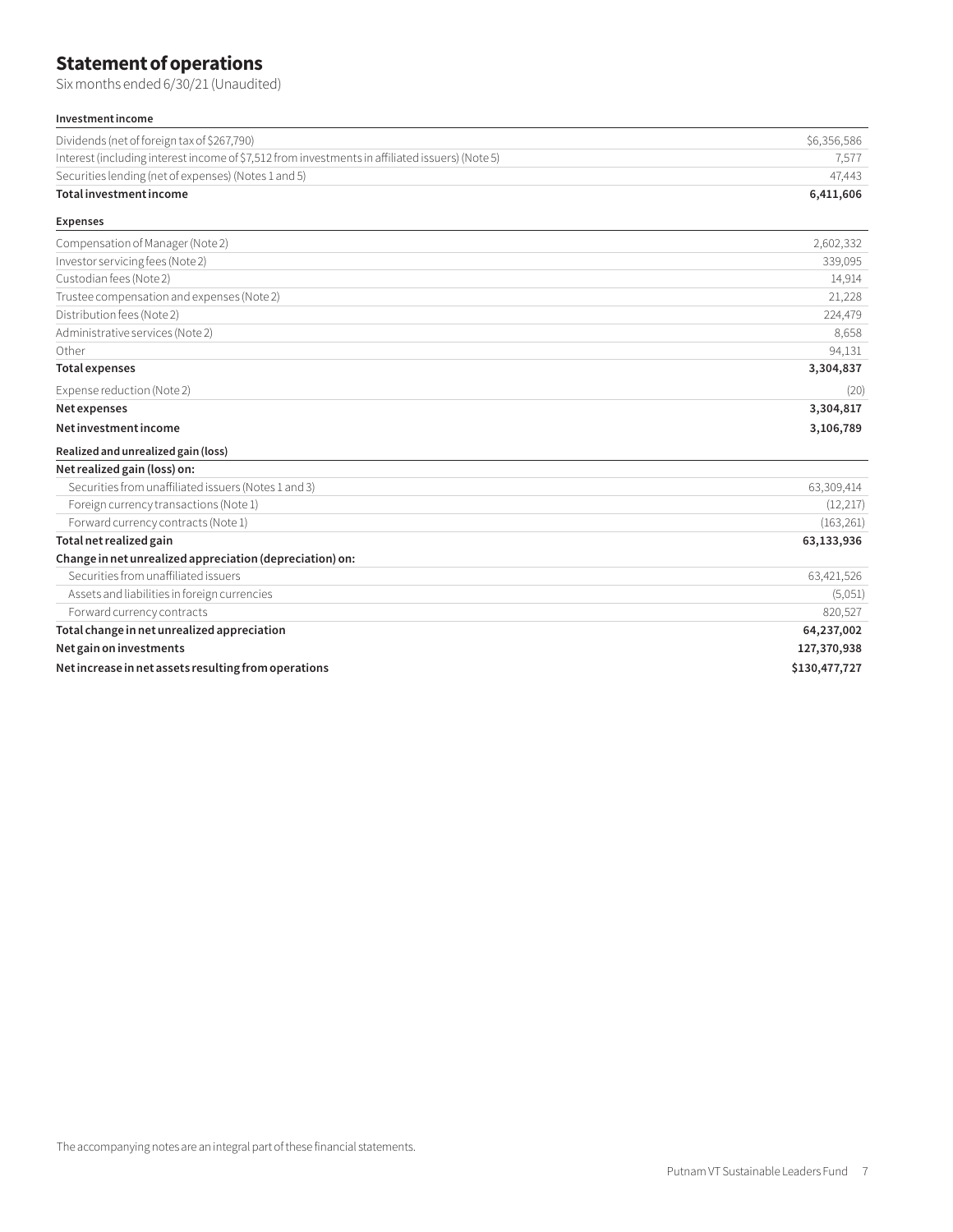# Statement of operations

Six months ended 6/30/21 (Unaudited)

| **Investment income** | |
|---|---|
| Dividends (net of foreign tax of $267,790) | $6,356,586 |
| Interest (including interest income of $7,512 from investments in affiliated issuers) (Note 5) | 7,577 |
| Securities lending (net of expenses) (Notes 1 and 5) | 47,443 |
| **Total investment income** | **6,411,606** |
| **Expenses** | |
| Compensation of Manager (Note 2) | 2,602,332 |
| Investor servicing fees (Note 2) | 339,095 |
| Custodian fees (Note 2) | 14,914 |
| Trustee compensation and expenses (Note 2) | 21,228 |
| Distribution fees (Note 2) | 224,479 |
| Administrative services (Note 2) | 8,658 |
| Other | 94,131 |
| **Total expenses** | **3,304,837** |
| Expense reduction (Note 2) | (20) |
| **Net expenses** | **3,304,817** |
| **Net investment income** | **3,106,789** |
| **Realized and unrealized gain (loss)** | |
| **Net realized gain (loss) on:** | |
| Securities from unaffiliated issuers (Notes 1 and 3) | 63,309,414 |
| Foreign currency transactions (Note 1) | (12,217) |
| Forward currency contracts (Note 1) | (163,261) |
| **Total net realized gain** | **63,133,936** |
| **Change in net unrealized appreciation (depreciation) on:** | |
| Securities from unaffiliated issuers | 63,421,526 |
| Assets and liabilities in foreign currencies | (5,051) |
| Forward currency contracts | 820,527 |
| **Total change in net unrealized appreciation** | **64,237,002** |
| **Net gain on investments** | **127,370,938** |
| **Net increase in net assets resulting from operations** | **$130,477,727** |

The accompanying notes are an integral part of these financial statements.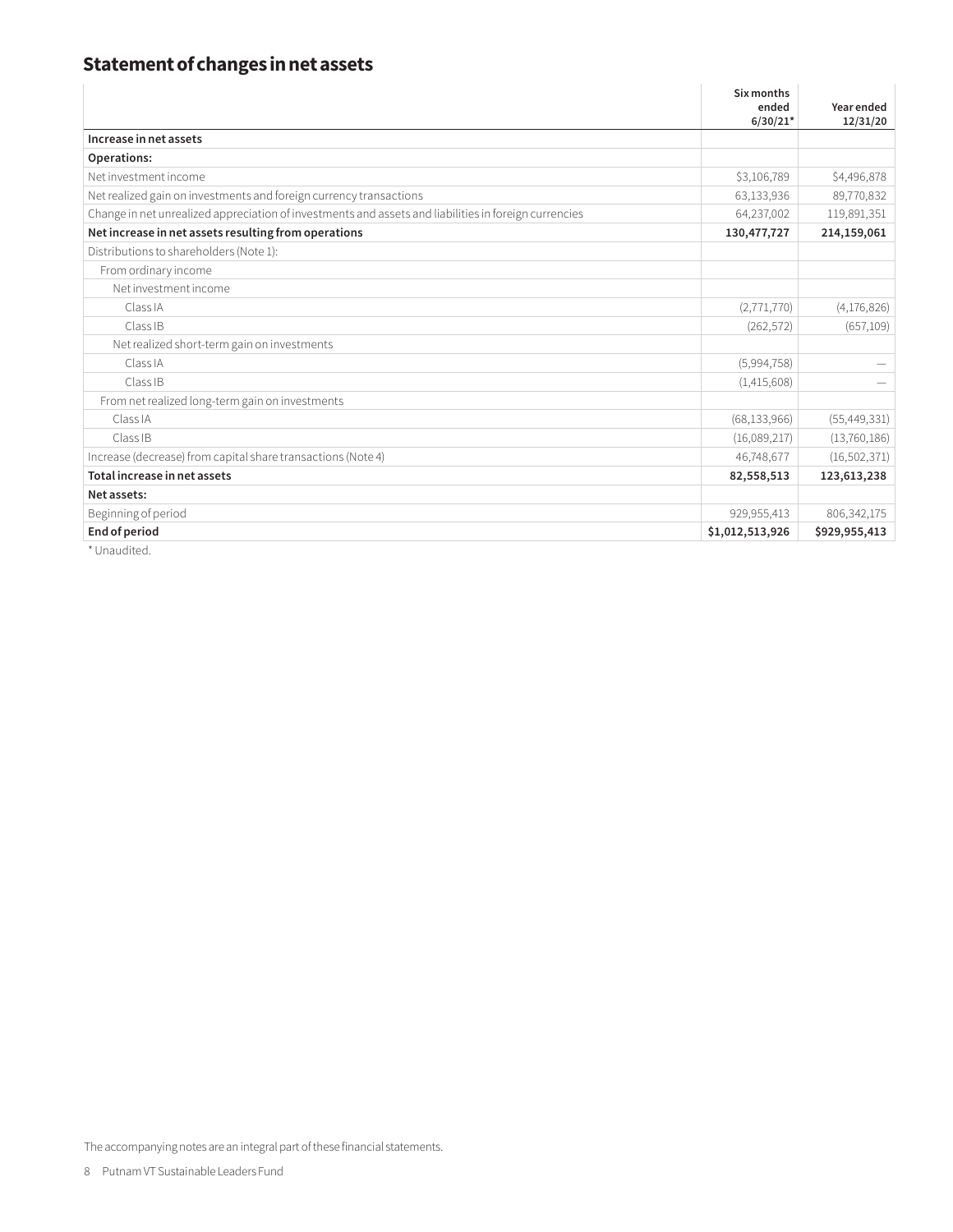# Statement of changes in net assets

| | Six months ended 6/30/21* | Year ended 12/31/20 |
|---|---|---|
| **Increase in net assets** | | |
| **Operations:** | | |
| Net investment income | $3,106,789 | $4,496,878 |
| Net realized gain on investments and foreign currency transactions | 63,133,936 | 89,770,832 |
| Change in net unrealized appreciation of investments and assets and liabilities in foreign currencies | 64,237,002 | 119,891,351 |
| **Net increase in net assets resulting from operations** | **130,477,727** | **214,159,061** |
| Distributions to shareholders (Note 1): | | |
| From ordinary income | | |
| Net investment income | | |
| Class IA | (2,771,770) | (4,176,826) |
| Class IB | (262,572) | (657,109) |
| Net realized short-term gain on investments | | |
| Class IA | (5,994,758) | — |
| Class IB | (1,415,608) | — |
| From net realized long-term gain on investments | | |
| Class IA | (68,133,966) | (55,449,331) |
| Class IB | (16,089,217) | (13,760,186) |
| Increase (decrease) from capital share transactions (Note 4) | 46,748,677 | (16,502,371) |
| **Total increase in net assets** | **82,558,513** | **123,613,238** |
| **Net assets:** | | |
| Beginning of period | 929,955,413 | 806,342,175 |
| **End of period** | **$1,012,513,926** | **$929,955,413** |

* Unaudited.

The accompanying notes are an integral part of these financial statements.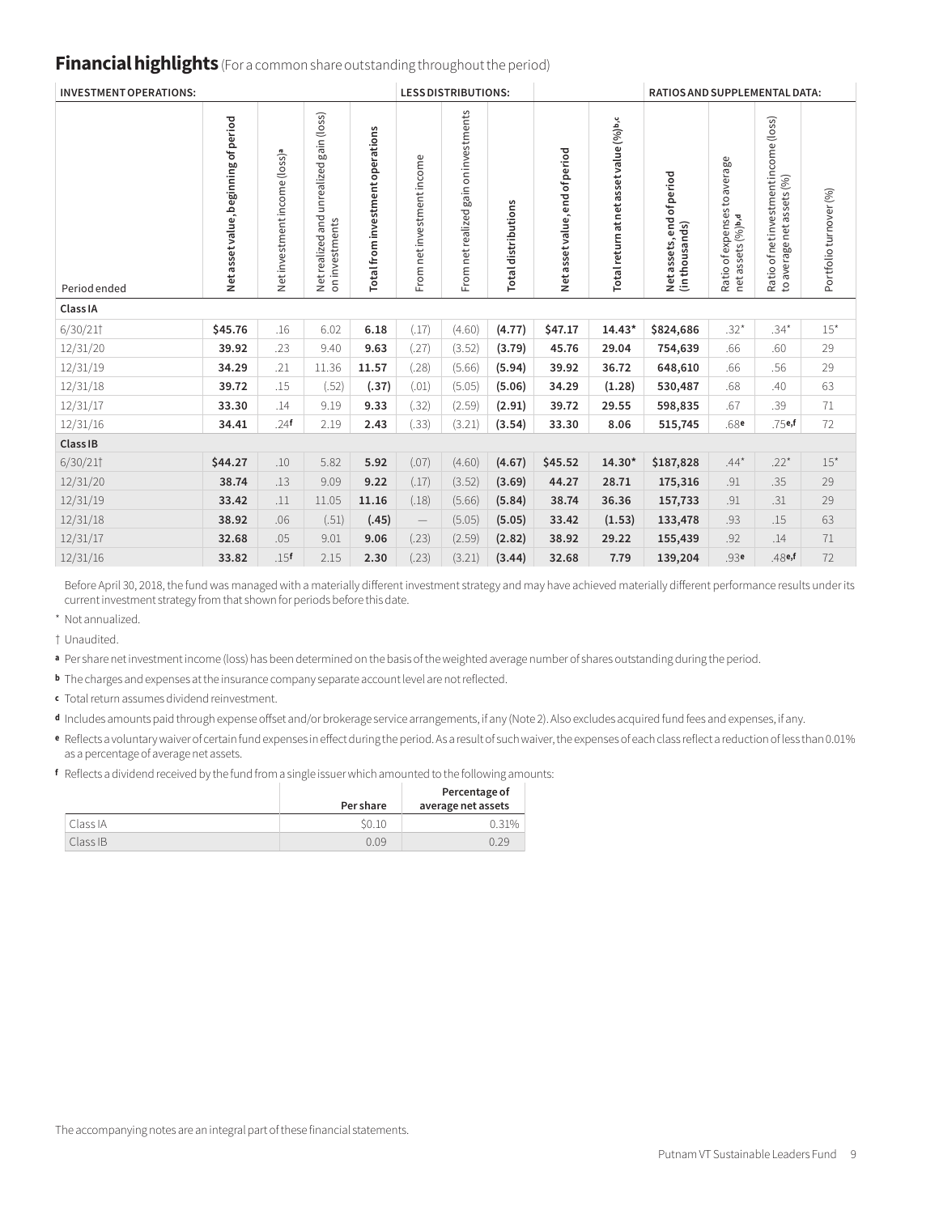## Financial highlights (For a common share outstanding throughout the period)

| | INVESTMENT OPERATIONS: | | | | LESS DISTRIBUTIONS: | | | | | RATIOS AND SUPPLEMENTAL DATA: | | | |
|---|---|---|---|---|---|---|---|---|---|---|---|---|---|
| Period ended | Net asset value, beginning of period | Net investment income (loss)[a] | Net realized and unrealized gain (loss) on investments | Total from investment operations | From net investment income | From net realized gain on investments | Total distributions | Net asset value, end of period | Total return at net asset value (%)[b,c] | Net assets, end of period (in thousands) | Ratio of expenses to average net assets (%)[b,d] | Ratio of net investment income (loss) to average net assets (%) | Portfolio turnover (%) |
| **Class IA** | | | | | | | | | | | | | |
| 6/30/21† | **$45.76** | .16 | 6.02 | **6.18** | (.17) | (4.60) | **(4.77)** | **$47.17** | **14.43*** | **$824,686** | .32* | .34* | 15* |
| 12/31/20 | **39.92** | .23 | 9.40 | **9.63** | (.27) | (3.52) | **(3.79)** | **45.76** | **29.04** | **754,639** | .66 | .60 | 29 |
| 12/31/19 | **34.29** | .21 | 11.36 | **11.57** | (.28) | (5.66) | **(5.94)** | **39.92** | **36.72** | **648,610** | .66 | .56 | 29 |
| 12/31/18 | **39.72** | .15 | (.52) | **(.37)** | (.01) | (5.05) | **(5.06)** | **34.29** | **(1.28)** | **530,487** | .68 | .40 | 63 |
| 12/31/17 | **33.30** | .14 | 9.19 | **9.33** | (.32) | (2.59) | **(2.91)** | **39.72** | **29.55** | **598,835** | .67 | .39 | 71 |
| 12/31/16 | **34.41** | .24[f] | 2.19 | **2.43** | (.33) | (3.21) | **(3.54)** | **33.30** | **8.06** | **515,745** | .68[e] | .75[e,f] | 72 |
| **Class IB** | | | | | | | | | | | | | |
| 6/30/21† | **$44.27** | .10 | 5.82 | **5.92** | (.07) | (4.60) | **(4.67)** | **$45.52** | **14.30*** | **$187,828** | .44* | .22* | 15* |
| 12/31/20 | **38.74** | .13 | 9.09 | **9.22** | (.17) | (3.52) | **(3.69)** | **44.27** | **28.71** | **175,316** | .91 | .35 | 29 |
| 12/31/19 | **33.42** | .11 | 11.05 | **11.16** | (.18) | (5.66) | **(5.84)** | **38.74** | **36.36** | **157,733** | .91 | .31 | 29 |
| 12/31/18 | **38.92** | .06 | (.51) | **(.45)** | — | (5.05) | **(5.05)** | **33.42** | **(1.53)** | **133,478** | .93 | .15 | 63 |
| 12/31/17 | **32.68** | .05 | 9.01 | **9.06** | (.23) | (2.59) | **(2.82)** | **38.92** | **29.22** | **155,439** | .92 | .14 | 71 |
| 12/31/16 | **33.82** | .15[f] | 2.15 | **2.30** | (.23) | (3.21) | **(3.44)** | **32.68** | **7.79** | **139,204** | .93[e] | .48[e,f] | 72 |

Before April 30, 2018, the fund was managed with a materially different investment strategy and may have achieved materially different performance results under its current investment strategy from that shown for periods before this date.

\* Not annualized.

† Unaudited.

**a** Per share net investment income (loss) has been determined on the basis of the weighted average number of shares outstanding during the period.

**b** The charges and expenses at the insurance company separate account level are not reflected.

**c** Total return assumes dividend reinvestment.

**d** Includes amounts paid through expense offset and/or brokerage service arrangements, if any (Note 2). Also excludes acquired fund fees and expenses, if any.

**e** Reflects a voluntary waiver of certain fund expenses in effect during the period. As a result of such waiver, the expenses of each class reflect a reduction of less than 0.01% as a percentage of average net assets.

**f** Reflects a dividend received by the fund from a single issuer which amounted to the following amounts:

| | Per share | Percentage of average net assets |
|---|---|---|
| Class IA | $0.10 | 0.31% |
| Class IB | 0.09 | 0.29 |

The accompanying notes are an integral part of these financial statements.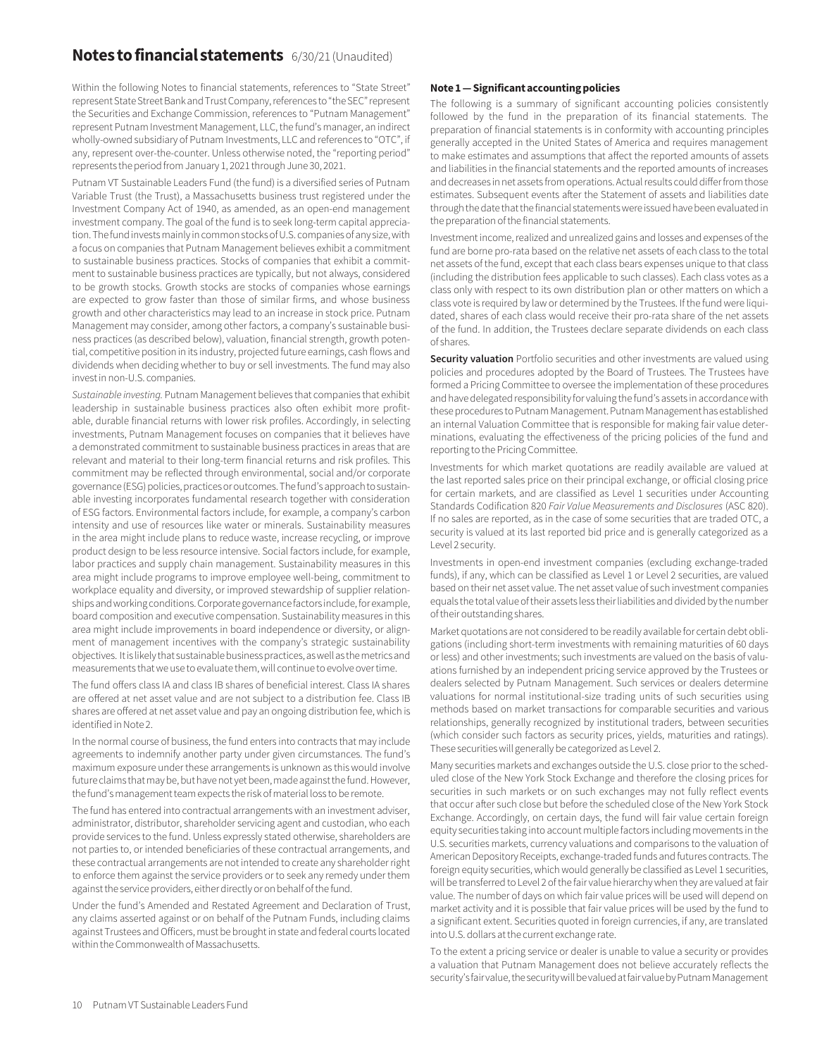# Notes to financial statements 6/30/21 (Unaudited)

Within the following Notes to financial statements, references to "State Street" represent State Street Bank and Trust Company, references to "the SEC" represent the Securities and Exchange Commission, references to "Putnam Management" represent Putnam Investment Management, LLC, the fund's manager, an indirect wholly-owned subsidiary of Putnam Investments, LLC and references to "OTC", if any, represent over-the-counter. Unless otherwise noted, the "reporting period" represents the period from January 1, 2021 through June 30, 2021.

Putnam VT Sustainable Leaders Fund (the fund) is a diversified series of Putnam Variable Trust (the Trust), a Massachusetts business trust registered under the Investment Company Act of 1940, as amended, as an open-end management investment company. The goal of the fund is to seek long-term capital appreciation. The fund invests mainly in common stocks of U.S. companies of any size, with a focus on companies that Putnam Management believes exhibit a commitment to sustainable business practices. Stocks of companies that exhibit a commitment to sustainable business practices are typically, but not always, considered to be growth stocks. Growth stocks are stocks of companies whose earnings are expected to grow faster than those of similar firms, and whose business growth and other characteristics may lead to an increase in stock price. Putnam Management may consider, among other factors, a company's sustainable business practices (as described below), valuation, financial strength, growth potential, competitive position in its industry, projected future earnings, cash flows and dividends when deciding whether to buy or sell investments. The fund may also invest in non-U.S. companies.

*Sustainable investing.* Putnam Management believes that companies that exhibit leadership in sustainable business practices also often exhibit more profitable, durable financial returns with lower risk profiles. Accordingly, in selecting investments, Putnam Management focuses on companies that it believes have a demonstrated commitment to sustainable business practices in areas that are relevant and material to their long-term financial returns and risk profiles. This commitment may be reflected through environmental, social and/or corporate governance (ESG) policies, practices or outcomes. The fund's approach to sustainable investing incorporates fundamental research together with consideration of ESG factors. Environmental factors include, for example, a company's carbon intensity and use of resources like water or minerals. Sustainability measures in the area might include plans to reduce waste, increase recycling, or improve product design to be less resource intensive. Social factors include, for example, labor practices and supply chain management. Sustainability measures in this area might include programs to improve employee well-being, commitment to workplace equality and diversity, or improved stewardship of supplier relationships and working conditions. Corporate governance factors include, for example, board composition and executive compensation. Sustainability measures in this area might include improvements in board independence or diversity, or alignment of management incentives with the company's strategic sustainability objectives. It is likely that sustainable business practices, as well as the metrics and measurements that we use to evaluate them, will continue to evolve over time.

The fund offers class IA and class IB shares of beneficial interest. Class IA shares are offered at net asset value and are not subject to a distribution fee. Class IB shares are offered at net asset value and pay an ongoing distribution fee, which is identified in Note 2.

In the normal course of business, the fund enters into contracts that may include agreements to indemnify another party under given circumstances. The fund's maximum exposure under these arrangements is unknown as this would involve future claims that may be, but have not yet been, made against the fund. However, the fund's management team expects the risk of material loss to be remote.

The fund has entered into contractual arrangements with an investment adviser, administrator, distributor, shareholder servicing agent and custodian, who each provide services to the fund. Unless expressly stated otherwise, shareholders are not parties to, or intended beneficiaries of these contractual arrangements, and these contractual arrangements are not intended to create any shareholder right to enforce them against the service providers or to seek any remedy under them against the service providers, either directly or on behalf of the fund.

Under the fund's Amended and Restated Agreement and Declaration of Trust, any claims asserted against or on behalf of the Putnam Funds, including claims against Trustees and Officers, must be brought in state and federal courts located within the Commonwealth of Massachusetts.

**Note 1 — Significant accounting policies**

The following is a summary of significant accounting policies consistently followed by the fund in the preparation of its financial statements. The preparation of financial statements is in conformity with accounting principles generally accepted in the United States of America and requires management to make estimates and assumptions that affect the reported amounts of assets and liabilities in the financial statements and the reported amounts of increases and decreases in net assets from operations. Actual results could differ from those estimates. Subsequent events after the Statement of assets and liabilities date through the date that the financial statements were issued have been evaluated in the preparation of the financial statements.

Investment income, realized and unrealized gains and losses and expenses of the fund are borne pro-rata based on the relative net assets of each class to the total net assets of the fund, except that each class bears expenses unique to that class (including the distribution fees applicable to such classes). Each class votes as a class only with respect to its own distribution plan or other matters on which a class vote is required by law or determined by the Trustees. If the fund were liquidated, shares of each class would receive their pro-rata share of the net assets of the fund. In addition, the Trustees declare separate dividends on each class of shares.

**Security valuation** Portfolio securities and other investments are valued using policies and procedures adopted by the Board of Trustees. The Trustees have formed a Pricing Committee to oversee the implementation of these procedures and have delegated responsibility for valuing the fund's assets in accordance with these procedures to Putnam Management. Putnam Management has established an internal Valuation Committee that is responsible for making fair value determinations, evaluating the effectiveness of the pricing policies of the fund and reporting to the Pricing Committee.

Investments for which market quotations are readily available are valued at the last reported sales price on their principal exchange, or official closing price for certain markets, and are classified as Level 1 securities under Accounting Standards Codification 820 *Fair Value Measurements and Disclosures* (ASC 820). If no sales are reported, as in the case of some securities that are traded OTC, a security is valued at its last reported bid price and is generally categorized as a Level 2 security.

Investments in open-end investment companies (excluding exchange-traded funds), if any, which can be classified as Level 1 or Level 2 securities, are valued based on their net asset value. The net asset value of such investment companies equals the total value of their assets less their liabilities and divided by the number of their outstanding shares.

Market quotations are not considered to be readily available for certain debt obligations (including short-term investments with remaining maturities of 60 days or less) and other investments; such investments are valued on the basis of valuations furnished by an independent pricing service approved by the Trustees or dealers selected by Putnam Management. Such services or dealers determine valuations for normal institutional-size trading units of such securities using methods based on market transactions for comparable securities and various relationships, generally recognized by institutional traders, between securities (which consider such factors as security prices, yields, maturities and ratings). These securities will generally be categorized as Level 2.

Many securities markets and exchanges outside the U.S. close prior to the scheduled close of the New York Stock Exchange and therefore the closing prices for securities in such markets or on such exchanges may not fully reflect events that occur after such close but before the scheduled close of the New York Stock Exchange. Accordingly, on certain days, the fund will fair value certain foreign equity securities taking into account multiple factors including movements in the U.S. securities markets, currency valuations and comparisons to the valuation of American Depository Receipts, exchange-traded funds and futures contracts. The foreign equity securities, which would generally be classified as Level 1 securities, will be transferred to Level 2 of the fair value hierarchy when they are valued at fair value. The number of days on which fair value prices will be used will depend on market activity and it is possible that fair value prices will be used by the fund to a significant extent. Securities quoted in foreign currencies, if any, are translated into U.S. dollars at the current exchange rate.

To the extent a pricing service or dealer is unable to value a security or provides a valuation that Putnam Management does not believe accurately reflects the security's fair value, the security will be valued at fair value by Putnam Management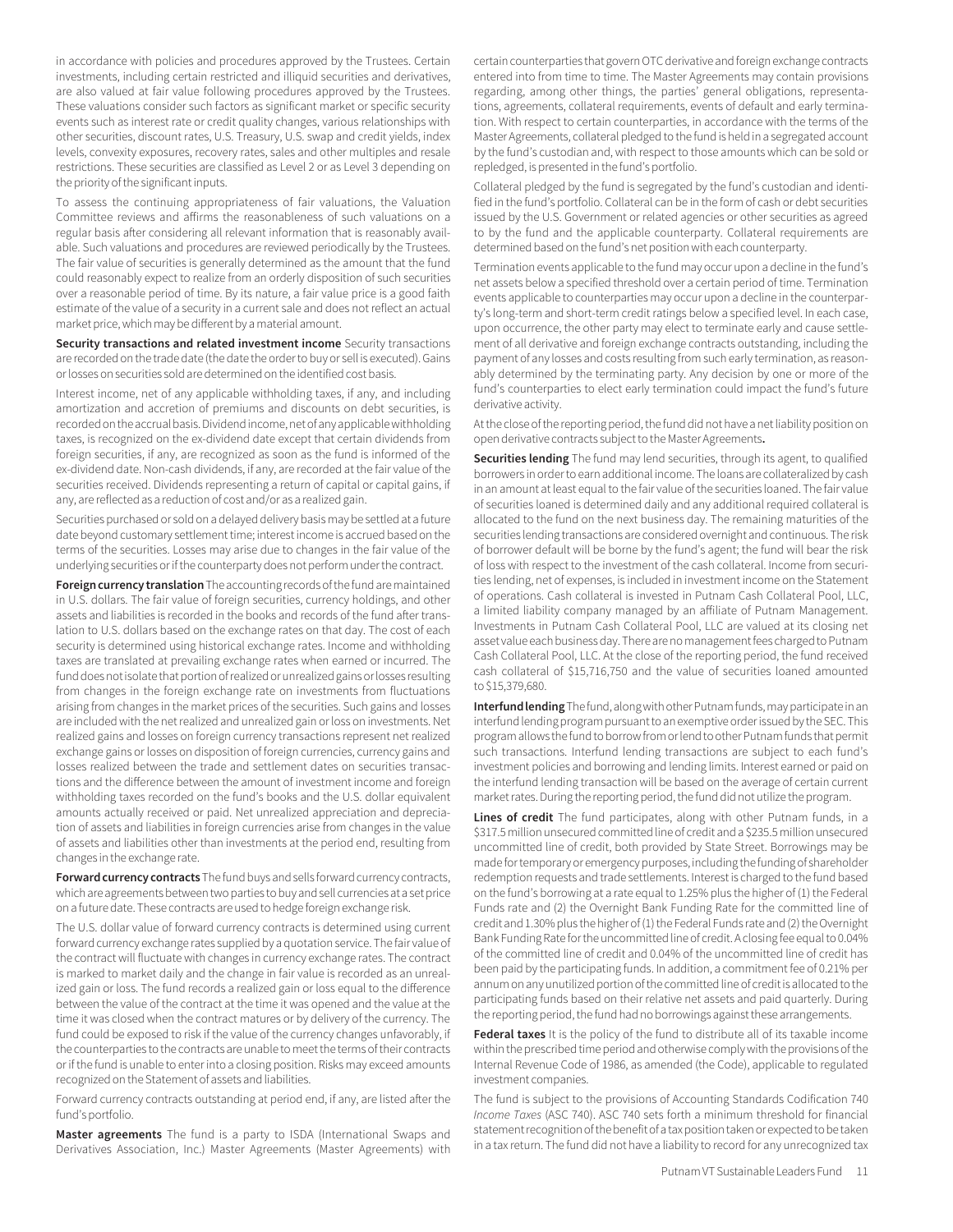in accordance with policies and procedures approved by the Trustees. Certain investments, including certain restricted and illiquid securities and derivatives, are also valued at fair value following procedures approved by the Trustees. These valuations consider such factors as significant market or specific security events such as interest rate or credit quality changes, various relationships with other securities, discount rates, U.S. Treasury, U.S. swap and credit yields, index levels, convexity exposures, recovery rates, sales and other multiples and resale restrictions. These securities are classified as Level 2 or as Level 3 depending on the priority of the significant inputs.

To assess the continuing appropriateness of fair valuations, the Valuation Committee reviews and affirms the reasonableness of such valuations on a regular basis after considering all relevant information that is reasonably available. Such valuations and procedures are reviewed periodically by the Trustees. The fair value of securities is generally determined as the amount that the fund could reasonably expect to realize from an orderly disposition of such securities over a reasonable period of time. By its nature, a fair value price is a good faith estimate of the value of a security in a current sale and does not reflect an actual market price, which may be different by a material amount.

**Security transactions and related investment income** Security transactions are recorded on the trade date (the date the order to buy or sell is executed). Gains or losses on securities sold are determined on the identified cost basis.

Interest income, net of any applicable withholding taxes, if any, and including amortization and accretion of premiums and discounts on debt securities, is recorded on the accrual basis. Dividend income, net of any applicable withholding taxes, is recognized on the ex-dividend date except that certain dividends from foreign securities, if any, are recognized as soon as the fund is informed of the ex-dividend date. Non-cash dividends, if any, are recorded at the fair value of the securities received. Dividends representing a return of capital or capital gains, if any, are reflected as a reduction of cost and/or as a realized gain.

Securities purchased or sold on a delayed delivery basis may be settled at a future date beyond customary settlement time; interest income is accrued based on the terms of the securities. Losses may arise due to changes in the fair value of the underlying securities or if the counterparty does not perform under the contract.

**Foreign currency translation** The accounting records of the fund are maintained in U.S. dollars. The fair value of foreign securities, currency holdings, and other assets and liabilities is recorded in the books and records of the fund after translation to U.S. dollars based on the exchange rates on that day. The cost of each security is determined using historical exchange rates. Income and withholding taxes are translated at prevailing exchange rates when earned or incurred. The fund does not isolate that portion of realized or unrealized gains or losses resulting from changes in the foreign exchange rate on investments from fluctuations arising from changes in the market prices of the securities. Such gains and losses are included with the net realized and unrealized gain or loss on investments. Net realized gains and losses on foreign currency transactions represent net realized exchange gains or losses on disposition of foreign currencies, currency gains and losses realized between the trade and settlement dates on securities transactions and the difference between the amount of investment income and foreign withholding taxes recorded on the fund's books and the U.S. dollar equivalent amounts actually received or paid. Net unrealized appreciation and depreciation of assets and liabilities in foreign currencies arise from changes in the value of assets and liabilities other than investments at the period end, resulting from changes in the exchange rate.

**Forward currency contracts** The fund buys and sells forward currency contracts, which are agreements between two parties to buy and sell currencies at a set price on a future date. These contracts are used to hedge foreign exchange risk.

The U.S. dollar value of forward currency contracts is determined using current forward currency exchange rates supplied by a quotation service. The fair value of the contract will fluctuate with changes in currency exchange rates. The contract is marked to market daily and the change in fair value is recorded as an unrealized gain or loss. The fund records a realized gain or loss equal to the difference between the value of the contract at the time it was opened and the value at the time it was closed when the contract matures or by delivery of the currency. The fund could be exposed to risk if the value of the currency changes unfavorably, if the counterparties to the contracts are unable to meet the terms of their contracts or if the fund is unable to enter into a closing position. Risks may exceed amounts recognized on the Statement of assets and liabilities.

Forward currency contracts outstanding at period end, if any, are listed after the fund's portfolio.

**Master agreements** The fund is a party to ISDA (International Swaps and Derivatives Association, Inc.) Master Agreements (Master Agreements) with certain counterparties that govern OTC derivative and foreign exchange contracts entered into from time to time. The Master Agreements may contain provisions regarding, among other things, the parties' general obligations, representations, agreements, collateral requirements, events of default and early termination. With respect to certain counterparties, in accordance with the terms of the Master Agreements, collateral pledged to the fund is held in a segregated account by the fund's custodian and, with respect to those amounts which can be sold or repledged, is presented in the fund's portfolio.

Collateral pledged by the fund is segregated by the fund's custodian and identified in the fund's portfolio. Collateral can be in the form of cash or debt securities issued by the U.S. Government or related agencies or other securities as agreed to by the fund and the applicable counterparty. Collateral requirements are determined based on the fund's net position with each counterparty.

Termination events applicable to the fund may occur upon a decline in the fund's net assets below a specified threshold over a certain period of time. Termination events applicable to counterparties may occur upon a decline in the counterparty's long-term and short-term credit ratings below a specified level. In each case, upon occurrence, the other party may elect to terminate early and cause settlement of all derivative and foreign exchange contracts outstanding, including the payment of any losses and costs resulting from such early termination, as reasonably determined by the terminating party. Any decision by one or more of the fund's counterparties to elect early termination could impact the fund's future derivative activity.

At the close of the reporting period, the fund did not have a net liability position on open derivative contracts subject to the Master Agreements.

**Securities lending** The fund may lend securities, through its agent, to qualified borrowers in order to earn additional income. The loans are collateralized by cash in an amount at least equal to the fair value of the securities loaned. The fair value of securities loaned is determined daily and any additional required collateral is allocated to the fund on the next business day. The remaining maturities of the securities lending transactions are considered overnight and continuous. The risk of borrower default will be borne by the fund's agent; the fund will bear the risk of loss with respect to the investment of the cash collateral. Income from securities lending, net of expenses, is included in investment income on the Statement of operations. Cash collateral is invested in Putnam Cash Collateral Pool, LLC, a limited liability company managed by an affiliate of Putnam Management. Investments in Putnam Cash Collateral Pool, LLC are valued at its closing net asset value each business day. There are no management fees charged to Putnam Cash Collateral Pool, LLC. At the close of the reporting period, the fund received cash collateral of $15,716,750 and the value of securities loaned amounted to $15,379,680.

**Interfund lending** The fund, along with other Putnam funds, may participate in an interfund lending program pursuant to an exemptive order issued by the SEC. This program allows the fund to borrow from or lend to other Putnam funds that permit such transactions. Interfund lending transactions are subject to each fund's investment policies and borrowing and lending limits. Interest earned or paid on the interfund lending transaction will be based on the average of certain current market rates. During the reporting period, the fund did not utilize the program.

**Lines of credit** The fund participates, along with other Putnam funds, in a $317.5 million unsecured committed line of credit and a $235.5 million unsecured uncommitted line of credit, both provided by State Street. Borrowings may be made for temporary or emergency purposes, including the funding of shareholder redemption requests and trade settlements. Interest is charged to the fund based on the fund's borrowing at a rate equal to 1.25% plus the higher of (1) the Federal Funds rate and (2) the Overnight Bank Funding Rate for the committed line of credit and 1.30% plus the higher of (1) the Federal Funds rate and (2) the Overnight Bank Funding Rate for the uncommitted line of credit. A closing fee equal to 0.04% of the committed line of credit and 0.04% of the uncommitted line of credit has been paid by the participating funds. In addition, a commitment fee of 0.21% per annum on any unutilized portion of the committed line of credit is allocated to the participating funds based on their relative net assets and paid quarterly. During the reporting period, the fund had no borrowings against these arrangements.

**Federal taxes** It is the policy of the fund to distribute all of its taxable income within the prescribed time period and otherwise comply with the provisions of the Internal Revenue Code of 1986, as amended (the Code), applicable to regulated investment companies.

The fund is subject to the provisions of Accounting Standards Codification 740 *Income Taxes* (ASC 740). ASC 740 sets forth a minimum threshold for financial statement recognition of the benefit of a tax position taken or expected to be taken in a tax return. The fund did not have a liability to record for any unrecognized tax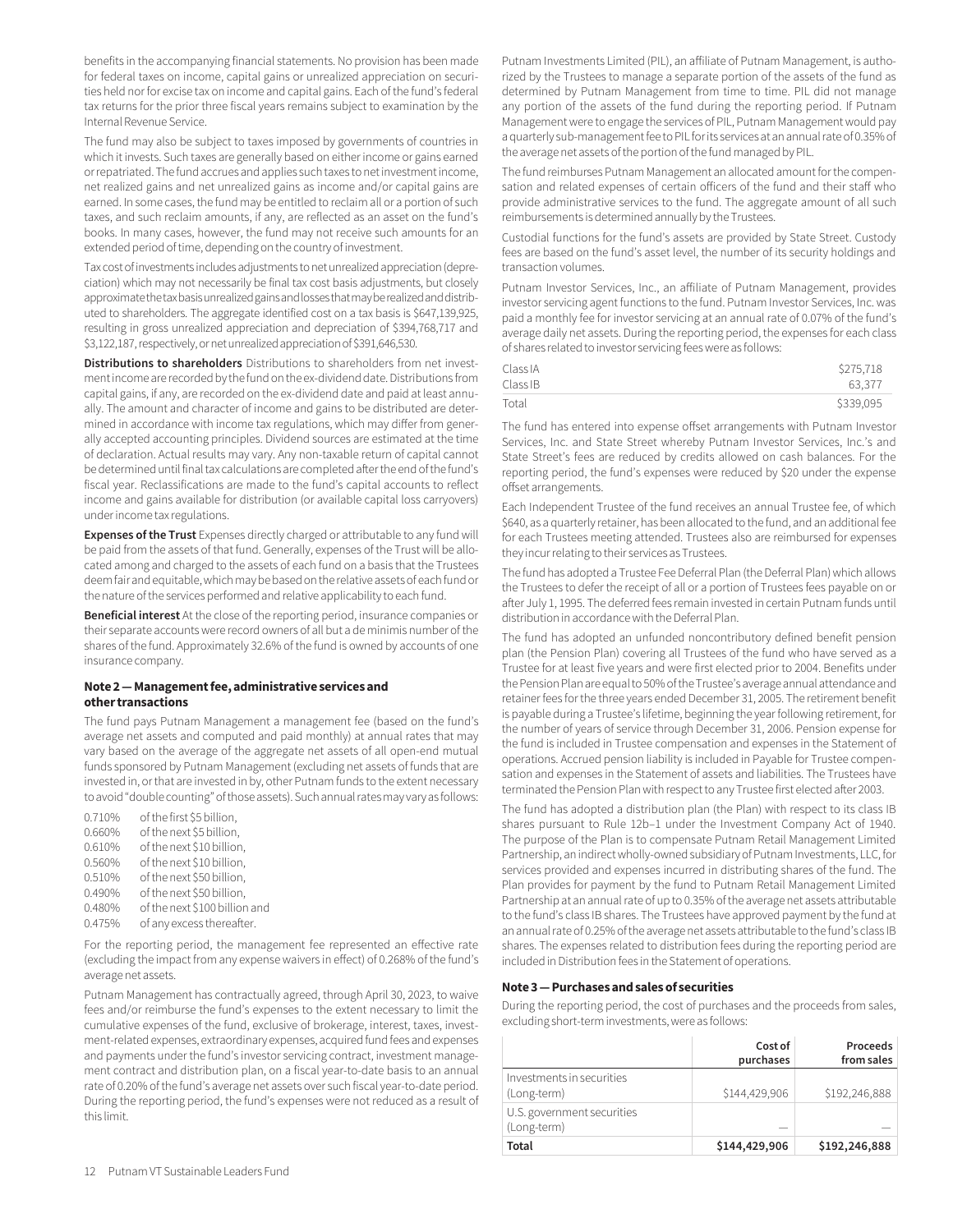benefits in the accompanying financial statements. No provision has been made for federal taxes on income, capital gains or unrealized appreciation on securities held nor for excise tax on income and capital gains. Each of the fund's federal tax returns for the prior three fiscal years remains subject to examination by the Internal Revenue Service.

The fund may also be subject to taxes imposed by governments of countries in which it invests. Such taxes are generally based on either income or gains earned or repatriated. The fund accrues and applies such taxes to net investment income, net realized gains and net unrealized gains as income and/or capital gains are earned. In some cases, the fund may be entitled to reclaim all or a portion of such taxes, and such reclaim amounts, if any, are reflected as an asset on the fund's books. In many cases, however, the fund may not receive such amounts for an extended period of time, depending on the country of investment.

Tax cost of investments includes adjustments to net unrealized appreciation (depreciation) which may not necessarily be final tax cost basis adjustments, but closely approximate the tax basis unrealized gains and losses that may be realized and distributed to shareholders. The aggregate identified cost on a tax basis is $647,139,925, resulting in gross unrealized appreciation and depreciation of $394,768,717 and $3,122,187, respectively, or net unrealized appreciation of $391,646,530.

**Distributions to shareholders** Distributions to shareholders from net investment income are recorded by the fund on the ex-dividend date. Distributions from capital gains, if any, are recorded on the ex-dividend date and paid at least annually. The amount and character of income and gains to be distributed are determined in accordance with income tax regulations, which may differ from generally accepted accounting principles. Dividend sources are estimated at the time of declaration. Actual results may vary. Any non-taxable return of capital cannot be determined until final tax calculations are completed after the end of the fund's fiscal year. Reclassifications are made to the fund's capital accounts to reflect income and gains available for distribution (or available capital loss carryovers) under income tax regulations.

**Expenses of the Trust** Expenses directly charged or attributable to any fund will be paid from the assets of that fund. Generally, expenses of the Trust will be allocated among and charged to the assets of each fund on a basis that the Trustees deem fair and equitable, which may be based on the relative assets of each fund or the nature of the services performed and relative applicability to each fund.

**Beneficial interest** At the close of the reporting period, insurance companies or their separate accounts were record owners of all but a de minimis number of the shares of the fund. Approximately 32.6% of the fund is owned by accounts of one insurance company.

### Note 2 — Management fee, administrative services and other transactions

The fund pays Putnam Management a management fee (based on the fund's average net assets and computed and paid monthly) at annual rates that may vary based on the average of the aggregate net assets of all open-end mutual funds sponsored by Putnam Management (excluding net assets of funds that are invested in, or that are invested in by, other Putnam funds to the extent necessary to avoid "double counting" of those assets). Such annual rates may vary as follows:

| | |
|---|---|
| 0.710% | of the first $5 billion, |
| 0.660% | of the next $5 billion, |
| 0.610% | of the next $10 billion, |
| 0.560% | of the next $10 billion, |
| 0.510% | of the next $50 billion, |
| 0.490% | of the next $50 billion, |
| 0.480% | of the next $100 billion and |
| 0.475% | of any excess thereafter. |

For the reporting period, the management fee represented an effective rate (excluding the impact from any expense waivers in effect) of 0.268% of the fund's average net assets.

Putnam Management has contractually agreed, through April 30, 2023, to waive fees and/or reimburse the fund's expenses to the extent necessary to limit the cumulative expenses of the fund, exclusive of brokerage, interest, taxes, investment-related expenses, extraordinary expenses, acquired fund fees and expenses and payments under the fund's investor servicing contract, investment management contract and distribution plan, on a fiscal year-to-date basis to an annual rate of 0.20% of the fund's average net assets over such fiscal year-to-date period. During the reporting period, the fund's expenses were not reduced as a result of this limit.

Putnam Investments Limited (PIL), an affiliate of Putnam Management, is authorized by the Trustees to manage a separate portion of the assets of the fund as determined by Putnam Management from time to time. PIL did not manage any portion of the assets of the fund during the reporting period. If Putnam Management were to engage the services of PIL, Putnam Management would pay a quarterly sub-management fee to PIL for its services at an annual rate of 0.35% of the average net assets of the portion of the fund managed by PIL.

The fund reimburses Putnam Management an allocated amount for the compensation and related expenses of certain officers of the fund and their staff who provide administrative services to the fund. The aggregate amount of all such reimbursements is determined annually by the Trustees.

Custodial functions for the fund's assets are provided by State Street. Custody fees are based on the fund's asset level, the number of its security holdings and transaction volumes.

Putnam Investor Services, Inc., an affiliate of Putnam Management, provides investor servicing agent functions to the fund. Putnam Investor Services, Inc. was paid a monthly fee for investor servicing at an annual rate of 0.07% of the fund's average daily net assets. During the reporting period, the expenses for each class of shares related to investor servicing fees were as follows:

| | |
|---|---:|
| Class IA | $275,718 |
| Class IB | 63,377 |
| Total | $339,095 |

The fund has entered into expense offset arrangements with Putnam Investor Services, Inc. and State Street whereby Putnam Investor Services, Inc.'s and State Street's fees are reduced by credits allowed on cash balances. For the reporting period, the fund's expenses were reduced by $20 under the expense offset arrangements.

Each Independent Trustee of the fund receives an annual Trustee fee, of which $640, as a quarterly retainer, has been allocated to the fund, and an additional fee for each Trustees meeting attended. Trustees also are reimbursed for expenses they incur relating to their services as Trustees.

The fund has adopted a Trustee Fee Deferral Plan (the Deferral Plan) which allows the Trustees to defer the receipt of all or a portion of Trustees fees payable on or after July 1, 1995. The deferred fees remain invested in certain Putnam funds until distribution in accordance with the Deferral Plan.

The fund has adopted an unfunded noncontributory defined benefit pension plan (the Pension Plan) covering all Trustees of the fund who have served as a Trustee for at least five years and were first elected prior to 2004. Benefits under the Pension Plan are equal to 50% of the Trustee's average annual attendance and retainer fees for the three years ended December 31, 2005. The retirement benefit is payable during a Trustee's lifetime, beginning the year following retirement, for the number of years of service through December 31, 2006. Pension expense for the fund is included in Trustee compensation and expenses in the Statement of operations. Accrued pension liability is included in Payable for Trustee compensation and expenses in the Statement of assets and liabilities. The Trustees have terminated the Pension Plan with respect to any Trustee first elected after 2003.

The fund has adopted a distribution plan (the Plan) with respect to its class IB shares pursuant to Rule 12b–1 under the Investment Company Act of 1940. The purpose of the Plan is to compensate Putnam Retail Management Limited Partnership, an indirect wholly-owned subsidiary of Putnam Investments, LLC, for services provided and expenses incurred in distributing shares of the fund. The Plan provides for payment by the fund to Putnam Retail Management Limited Partnership at an annual rate of up to 0.35% of the average net assets attributable to the fund's class IB shares. The Trustees have approved payment by the fund at an annual rate of 0.25% of the average net assets attributable to the fund's class IB shares. The expenses related to distribution fees during the reporting period are included in Distribution fees in the Statement of operations.

### Note 3 — Purchases and sales of securities

During the reporting period, the cost of purchases and the proceeds from sales, excluding short-term investments, were as follows:

| | Cost of purchases | Proceeds from sales |
|---|---:|---:|
| Investments in securities (Long-term) | $144,429,906 | $192,246,888 |
| U.S. government securities (Long-term) | — | — |
| **Total** | **$144,429,906** | **$192,246,888** |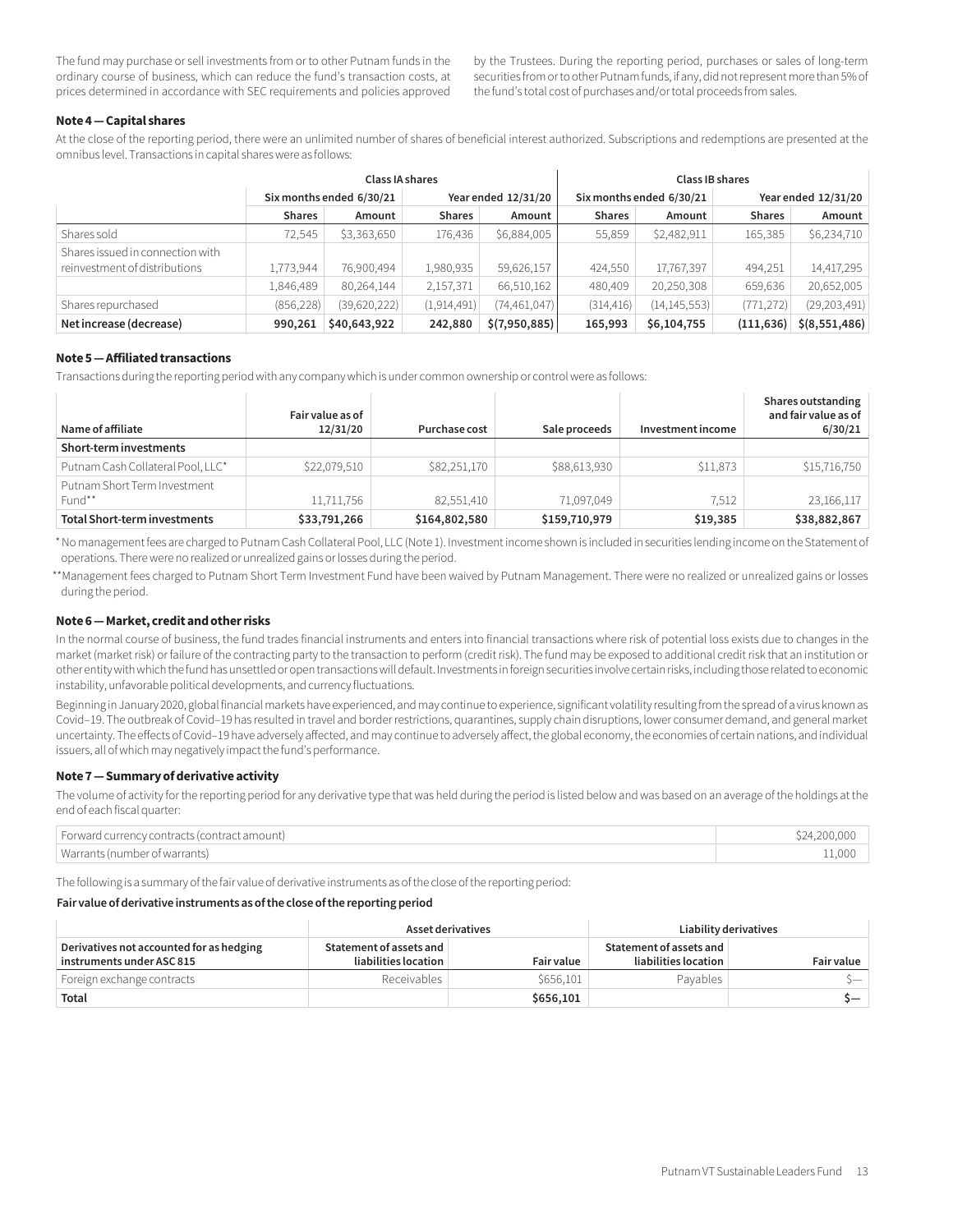The fund may purchase or sell investments from or to other Putnam funds in the ordinary course of business, which can reduce the fund's transaction costs, at prices determined in accordance with SEC requirements and policies approved by the Trustees. During the reporting period, purchases or sales of long-term securities from or to other Putnam funds, if any, did not represent more than 5% of the fund's total cost of purchases and/or total proceeds from sales.

### Note 4 — Capital shares

At the close of the reporting period, there were an unlimited number of shares of beneficial interest authorized. Subscriptions and redemptions are presented at the omnibus level. Transactions in capital shares were as follows:

| | Class IA shares | | | | Class IB shares | | | |
|---|---|---|---|---|---|---|---|---|
| | Six months ended 6/30/21 | | Year ended 12/31/20 | | Six months ended 6/30/21 | | Year ended 12/31/20 | |
| | Shares | Amount | Shares | Amount | Shares | Amount | Shares | Amount |
| Shares sold | 72,545 | $3,363,650 | 176,436 | $6,884,005 | 55,859 | $2,482,911 | 165,385 | $6,234,710 |
| Shares issued in connection with reinvestment of distributions | 1,773,944 | 76,900,494 | 1,980,935 | 59,626,157 | 424,550 | 17,767,397 | 494,251 | 14,417,295 |
| | 1,846,489 | 80,264,144 | 2,157,371 | 66,510,162 | 480,409 | 20,250,308 | 659,636 | 20,652,005 |
| Shares repurchased | (856,228) | (39,620,222) | (1,914,491) | (74,461,047) | (314,416) | (14,145,553) | (771,272) | (29,203,491) |
| **Net increase (decrease)** | **990,261** | **$40,643,922** | **242,880** | **$(7,950,885)** | **165,993** | **$6,104,755** | **(111,636)** | **$(8,551,486)** |

### Note 5 — Affiliated transactions

Transactions during the reporting period with any company which is under common ownership or control were as follows:

| Name of affiliate | Fair value as of 12/31/20 | Purchase cost | Sale proceeds | Investment income | Shares outstanding and fair value as of 6/30/21 |
|---|---|---|---|---|---|
| **Short-term investments** | | | | | |
| Putnam Cash Collateral Pool, LLC* | $22,079,510 | $82,251,170 | $88,613,930 | $11,873 | $15,716,750 |
| Putnam Short Term Investment Fund** | 11,711,756 | 82,551,410 | 71,097,049 | 7,512 | 23,166,117 |
| **Total Short-term investments** | **$33,791,266** | **$164,802,580** | **$159,710,979** | **$19,385** | **$38,882,867** |

\* No management fees are charged to Putnam Cash Collateral Pool, LLC (Note 1). Investment income shown is included in securities lending income on the Statement of operations. There were no realized or unrealized gains or losses during the period.

** Management fees charged to Putnam Short Term Investment Fund have been waived by Putnam Management. There were no realized or unrealized gains or losses during the period.

### Note 6 — Market, credit and other risks

In the normal course of business, the fund trades financial instruments and enters into financial transactions where risk of potential loss exists due to changes in the market (market risk) or failure of the contracting party to the transaction to perform (credit risk). The fund may be exposed to additional credit risk that an institution or other entity with which the fund has unsettled or open transactions will default. Investments in foreign securities involve certain risks, including those related to economic instability, unfavorable political developments, and currency fluctuations.

Beginning in January 2020, global financial markets have experienced, and may continue to experience, significant volatility resulting from the spread of a virus known as Covid–19. The outbreak of Covid–19 has resulted in travel and border restrictions, quarantines, supply chain disruptions, lower consumer demand, and general market uncertainty. The effects of Covid–19 have adversely affected, and may continue to adversely affect, the global economy, the economies of certain nations, and individual issuers, all of which may negatively impact the fund's performance.

### Note 7 — Summary of derivative activity

The volume of activity for the reporting period for any derivative type that was held during the period is listed below and was based on an average of the holdings at the end of each fiscal quarter:

| | |
|---|---|
| Forward currency contracts (contract amount) | $24,200,000 |
| Warrants (number of warrants) | 11,000 |

The following is a summary of the fair value of derivative instruments as of the close of the reporting period:

**Fair value of derivative instruments as of the close of the reporting period**

| | Asset derivatives | | Liability derivatives | |
|---|---|---|---|---|
| **Derivatives not accounted for as hedging instruments under ASC 815** | **Statement of assets and liabilities location** | **Fair value** | **Statement of assets and liabilities location** | **Fair value** |
| Foreign exchange contracts | Receivables | $656,101 | Payables | $— |
| **Total** | | **$656,101** | | **$—** |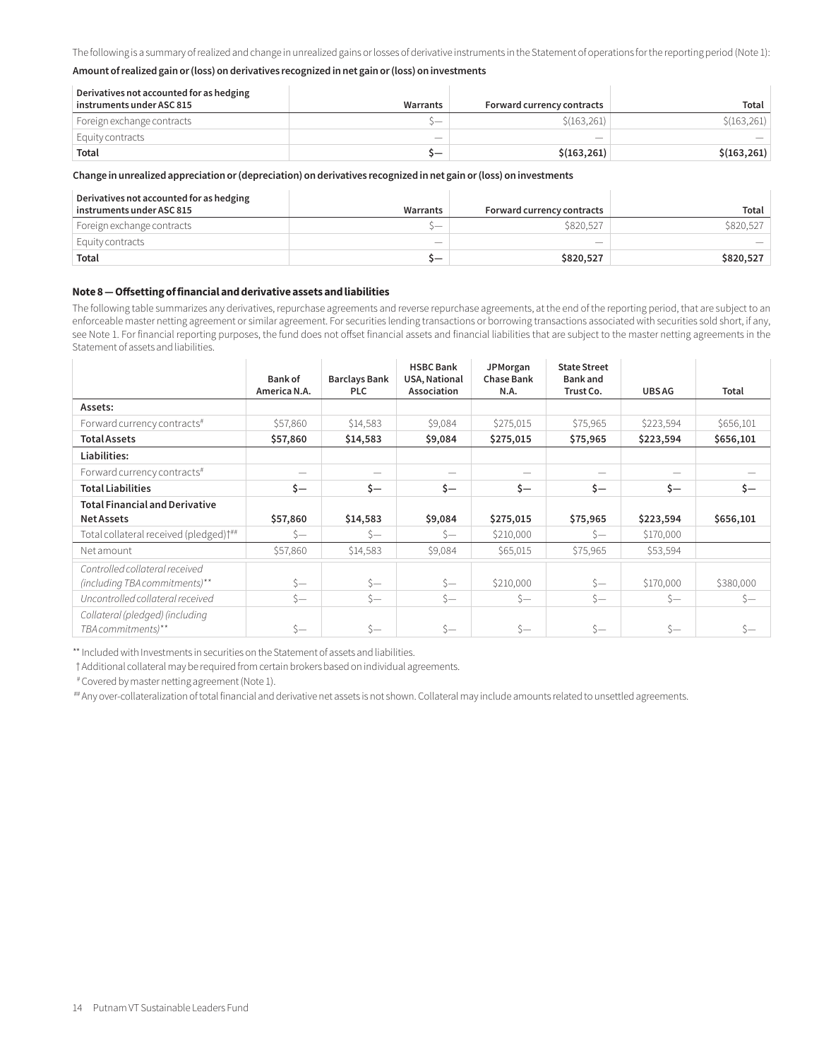The following is a summary of realized and change in unrealized gains or losses of derivative instruments in the Statement of operations for the reporting period (Note 1):

**Amount of realized gain or (loss) on derivatives recognized in net gain or (loss) on investments**

| Derivatives not accounted for as hedging instruments under ASC 815 | Warrants | Forward currency contracts | Total |
|---|---|---|---|
| Foreign exchange contracts | $— | $(163,261) | $(163,261) |
| Equity contracts | — | — | — |
| **Total** | **$—** | **$(163,261)** | **$(163,261)** |

**Change in unrealized appreciation or (depreciation) on derivatives recognized in net gain or (loss) on investments**

| Derivatives not accounted for as hedging instruments under ASC 815 | Warrants | Forward currency contracts | Total |
|---|---|---|---|
| Foreign exchange contracts | $— | $820,527 | $820,527 |
| Equity contracts | — | — | — |
| **Total** | **$—** | **$820,527** | **$820,527** |

**Note 8 — Offsetting of financial and derivative assets and liabilities**

The following table summarizes any derivatives, repurchase agreements and reverse repurchase agreements, at the end of the reporting period, that are subject to an enforceable master netting agreement or similar agreement. For securities lending transactions or borrowing transactions associated with securities sold short, if any, see Note 1. For financial reporting purposes, the fund does not offset financial assets and financial liabilities that are subject to the master netting agreements in the Statement of assets and liabilities.

| | Bank of America N.A. | Barclays Bank PLC | HSBC Bank USA, National Association | JPMorgan Chase Bank N.A. | State Street Bank and Trust Co. | UBS AG | Total |
|---|---|---|---|---|---|---|---|
| **Assets:** | | | | | | | |
| Forward currency contracts# | $57,860 | $14,583 | $9,084 | $275,015 | $75,965 | $223,594 | $656,101 |
| **Total Assets** | **$57,860** | **$14,583** | **$9,084** | **$275,015** | **$75,965** | **$223,594** | **$656,101** |
| **Liabilities:** | | | | | | | |
| Forward currency contracts# | — | — | — | — | — | — | — |
| **Total Liabilities** | **$—** | **$—** | **$—** | **$—** | **$—** | **$—** | **$—** |
| **Total Financial and Derivative Net Assets** | **$57,860** | **$14,583** | **$9,084** | **$275,015** | **$75,965** | **$223,594** | **$656,101** |
| Total collateral received (pledged)†## | $— | $— | $— | $210,000 | $— | $170,000 | |
| Net amount | $57,860 | $14,583 | $9,084 | $65,015 | $75,965 | $53,594 | |
| *Controlled collateral received (including TBA commitments)*** | $— | $— | $— | $210,000 | $— | $170,000 | $380,000 |
| *Uncontrolled collateral received* | $— | $— | $— | $— | $— | $— | $— |
| *Collateral (pledged) (including TBA commitments)*** | $— | $— | $— | $— | $— | $— | $— |

** Included with Investments in securities on the Statement of assets and liabilities.

† Additional collateral may be required from certain brokers based on individual agreements.

# Covered by master netting agreement (Note 1).

## Any over-collateralization of total financial and derivative net assets is not shown. Collateral may include amounts related to unsettled agreements.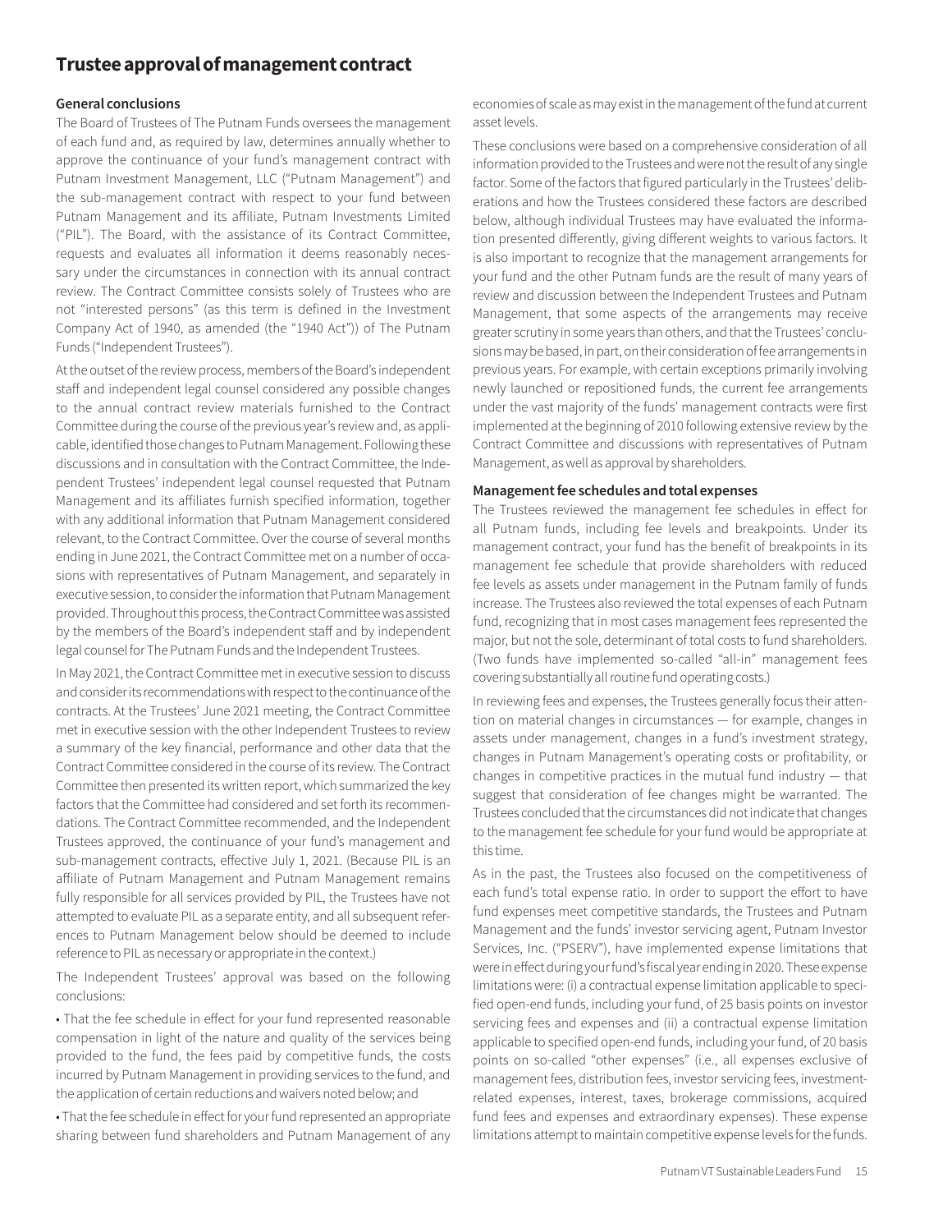# Trustee approval of management contract

### General conclusions

The Board of Trustees of The Putnam Funds oversees the management of each fund and, as required by law, determines annually whether to approve the continuance of your fund's management contract with Putnam Investment Management, LLC ("Putnam Management") and the sub-management contract with respect to your fund between Putnam Management and its affiliate, Putnam Investments Limited ("PIL"). The Board, with the assistance of its Contract Committee, requests and evaluates all information it deems reasonably necessary under the circumstances in connection with its annual contract review. The Contract Committee consists solely of Trustees who are not "interested persons" (as this term is defined in the Investment Company Act of 1940, as amended (the "1940 Act")) of The Putnam Funds ("Independent Trustees").

At the outset of the review process, members of the Board's independent staff and independent legal counsel considered any possible changes to the annual contract review materials furnished to the Contract Committee during the course of the previous year's review and, as applicable, identified those changes to Putnam Management. Following these discussions and in consultation with the Contract Committee, the Independent Trustees' independent legal counsel requested that Putnam Management and its affiliates furnish specified information, together with any additional information that Putnam Management considered relevant, to the Contract Committee. Over the course of several months ending in June 2021, the Contract Committee met on a number of occasions with representatives of Putnam Management, and separately in executive session, to consider the information that Putnam Management provided. Throughout this process, the Contract Committee was assisted by the members of the Board's independent staff and by independent legal counsel for The Putnam Funds and the Independent Trustees.

In May 2021, the Contract Committee met in executive session to discuss and consider its recommendations with respect to the continuance of the contracts. At the Trustees' June 2021 meeting, the Contract Committee met in executive session with the other Independent Trustees to review a summary of the key financial, performance and other data that the Contract Committee considered in the course of its review. The Contract Committee then presented its written report, which summarized the key factors that the Committee had considered and set forth its recommendations. The Contract Committee recommended, and the Independent Trustees approved, the continuance of your fund's management and sub-management contracts, effective July 1, 2021. (Because PIL is an affiliate of Putnam Management and Putnam Management remains fully responsible for all services provided by PIL, the Trustees have not attempted to evaluate PIL as a separate entity, and all subsequent references to Putnam Management below should be deemed to include reference to PIL as necessary or appropriate in the context.)

The Independent Trustees' approval was based on the following conclusions:

- That the fee schedule in effect for your fund represented reasonable compensation in light of the nature and quality of the services being provided to the fund, the fees paid by competitive funds, the costs incurred by Putnam Management in providing services to the fund, and the application of certain reductions and waivers noted below; and
- That the fee schedule in effect for your fund represented an appropriate sharing between fund shareholders and Putnam Management of any economies of scale as may exist in the management of the fund at current asset levels.

These conclusions were based on a comprehensive consideration of all information provided to the Trustees and were not the result of any single factor. Some of the factors that figured particularly in the Trustees' deliberations and how the Trustees considered these factors are described below, although individual Trustees may have evaluated the information presented differently, giving different weights to various factors. It is also important to recognize that the management arrangements for your fund and the other Putnam funds are the result of many years of review and discussion between the Independent Trustees and Putnam Management, that some aspects of the arrangements may receive greater scrutiny in some years than others, and that the Trustees' conclusions may be based, in part, on their consideration of fee arrangements in previous years. For example, with certain exceptions primarily involving newly launched or repositioned funds, the current fee arrangements under the vast majority of the funds' management contracts were first implemented at the beginning of 2010 following extensive review by the Contract Committee and discussions with representatives of Putnam Management, as well as approval by shareholders.

### Management fee schedules and total expenses

The Trustees reviewed the management fee schedules in effect for all Putnam funds, including fee levels and breakpoints. Under its management contract, your fund has the benefit of breakpoints in its management fee schedule that provide shareholders with reduced fee levels as assets under management in the Putnam family of funds increase. The Trustees also reviewed the total expenses of each Putnam fund, recognizing that in most cases management fees represented the major, but not the sole, determinant of total costs to fund shareholders. (Two funds have implemented so-called "all-in" management fees covering substantially all routine fund operating costs.)

In reviewing fees and expenses, the Trustees generally focus their attention on material changes in circumstances — for example, changes in assets under management, changes in a fund's investment strategy, changes in Putnam Management's operating costs or profitability, or changes in competitive practices in the mutual fund industry — that suggest that consideration of fee changes might be warranted. The Trustees concluded that the circumstances did not indicate that changes to the management fee schedule for your fund would be appropriate at this time.

As in the past, the Trustees also focused on the competitiveness of each fund's total expense ratio. In order to support the effort to have fund expenses meet competitive standards, the Trustees and Putnam Management and the funds' investor servicing agent, Putnam Investor Services, Inc. ("PSERV"), have implemented expense limitations that were in effect during your fund's fiscal year ending in 2020. These expense limitations were: (i) a contractual expense limitation applicable to specified open-end funds, including your fund, of 25 basis points on investor servicing fees and expenses and (ii) a contractual expense limitation applicable to specified open-end funds, including your fund, of 20 basis points on so-called "other expenses" (i.e., all expenses exclusive of management fees, distribution fees, investor servicing fees, investment-related expenses, interest, taxes, brokerage commissions, acquired fund fees and expenses and extraordinary expenses). These expense limitations attempt to maintain competitive expense levels for the funds.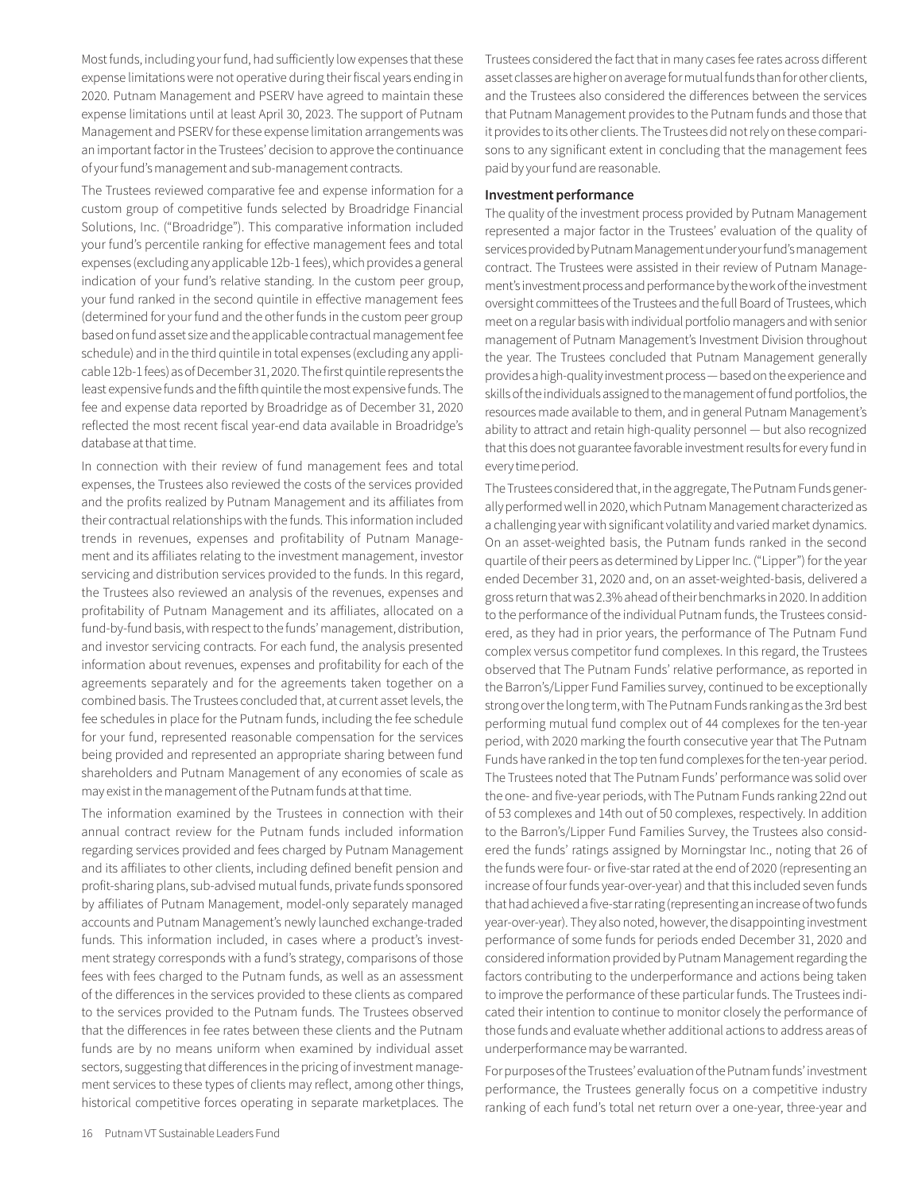Most funds, including your fund, had sufficiently low expenses that these expense limitations were not operative during their fiscal years ending in 2020. Putnam Management and PSERV have agreed to maintain these expense limitations until at least April 30, 2023. The support of Putnam Management and PSERV for these expense limitation arrangements was an important factor in the Trustees' decision to approve the continuance of your fund's management and sub-management contracts.

The Trustees reviewed comparative fee and expense information for a custom group of competitive funds selected by Broadridge Financial Solutions, Inc. ("Broadridge"). This comparative information included your fund's percentile ranking for effective management fees and total expenses (excluding any applicable 12b-1 fees), which provides a general indication of your fund's relative standing. In the custom peer group, your fund ranked in the second quintile in effective management fees (determined for your fund and the other funds in the custom peer group based on fund asset size and the applicable contractual management fee schedule) and in the third quintile in total expenses (excluding any applicable 12b-1 fees) as of December 31, 2020. The first quintile represents the least expensive funds and the fifth quintile the most expensive funds. The fee and expense data reported by Broadridge as of December 31, 2020 reflected the most recent fiscal year-end data available in Broadridge's database at that time.

In connection with their review of fund management fees and total expenses, the Trustees also reviewed the costs of the services provided and the profits realized by Putnam Management and its affiliates from their contractual relationships with the funds. This information included trends in revenues, expenses and profitability of Putnam Management and its affiliates relating to the investment management, investor servicing and distribution services provided to the funds. In this regard, the Trustees also reviewed an analysis of the revenues, expenses and profitability of Putnam Management and its affiliates, allocated on a fund-by-fund basis, with respect to the funds' management, distribution, and investor servicing contracts. For each fund, the analysis presented information about revenues, expenses and profitability for each of the agreements separately and for the agreements taken together on a combined basis. The Trustees concluded that, at current asset levels, the fee schedules in place for the Putnam funds, including the fee schedule for your fund, represented reasonable compensation for the services being provided and represented an appropriate sharing between fund shareholders and Putnam Management of any economies of scale as may exist in the management of the Putnam funds at that time.

The information examined by the Trustees in connection with their annual contract review for the Putnam funds included information regarding services provided and fees charged by Putnam Management and its affiliates to other clients, including defined benefit pension and profit-sharing plans, sub-advised mutual funds, private funds sponsored by affiliates of Putnam Management, model-only separately managed accounts and Putnam Management's newly launched exchange-traded funds. This information included, in cases where a product's investment strategy corresponds with a fund's strategy, comparisons of those fees with fees charged to the Putnam funds, as well as an assessment of the differences in the services provided to these clients as compared to the services provided to the Putnam funds. The Trustees observed that the differences in fee rates between these clients and the Putnam funds are by no means uniform when examined by individual asset sectors, suggesting that differences in the pricing of investment management services to these types of clients may reflect, among other things, historical competitive forces operating in separate marketplaces. The Trustees considered the fact that in many cases fee rates across different asset classes are higher on average for mutual funds than for other clients, and the Trustees also considered the differences between the services that Putnam Management provides to the Putnam funds and those that it provides to its other clients. The Trustees did not rely on these comparisons to any significant extent in concluding that the management fees paid by your fund are reasonable.

**Investment performance**

The quality of the investment process provided by Putnam Management represented a major factor in the Trustees' evaluation of the quality of services provided by Putnam Management under your fund's management contract. The Trustees were assisted in their review of Putnam Management's investment process and performance by the work of the investment oversight committees of the Trustees and the full Board of Trustees, which meet on a regular basis with individual portfolio managers and with senior management of Putnam Management's Investment Division throughout the year. The Trustees concluded that Putnam Management generally provides a high-quality investment process — based on the experience and skills of the individuals assigned to the management of fund portfolios, the resources made available to them, and in general Putnam Management's ability to attract and retain high-quality personnel — but also recognized that this does not guarantee favorable investment results for every fund in every time period.

The Trustees considered that, in the aggregate, The Putnam Funds generally performed well in 2020, which Putnam Management characterized as a challenging year with significant volatility and varied market dynamics. On an asset-weighted basis, the Putnam funds ranked in the second quartile of their peers as determined by Lipper Inc. ("Lipper") for the year ended December 31, 2020 and, on an asset-weighted-basis, delivered a gross return that was 2.3% ahead of their benchmarks in 2020. In addition to the performance of the individual Putnam funds, the Trustees considered, as they had in prior years, the performance of The Putnam Fund complex versus competitor fund complexes. In this regard, the Trustees observed that The Putnam Funds' relative performance, as reported in the Barron's/Lipper Fund Families survey, continued to be exceptionally strong over the long term, with The Putnam Funds ranking as the 3rd best performing mutual fund complex out of 44 complexes for the ten-year period, with 2020 marking the fourth consecutive year that The Putnam Funds have ranked in the top ten fund complexes for the ten-year period. The Trustees noted that The Putnam Funds' performance was solid over the one- and five-year periods, with The Putnam Funds ranking 22nd out of 53 complexes and 14th out of 50 complexes, respectively. In addition to the Barron's/Lipper Fund Families Survey, the Trustees also considered the funds' ratings assigned by Morningstar Inc., noting that 26 of the funds were four- or five-star rated at the end of 2020 (representing an increase of four funds year-over-year) and that this included seven funds that had achieved a five-star rating (representing an increase of two funds year-over-year). They also noted, however, the disappointing investment performance of some funds for periods ended December 31, 2020 and considered information provided by Putnam Management regarding the factors contributing to the underperformance and actions being taken to improve the performance of these particular funds. The Trustees indicated their intention to continue to monitor closely the performance of those funds and evaluate whether additional actions to address areas of underperformance may be warranted.

For purposes of the Trustees' evaluation of the Putnam funds' investment performance, the Trustees generally focus on a competitive industry ranking of each fund's total net return over a one-year, three-year and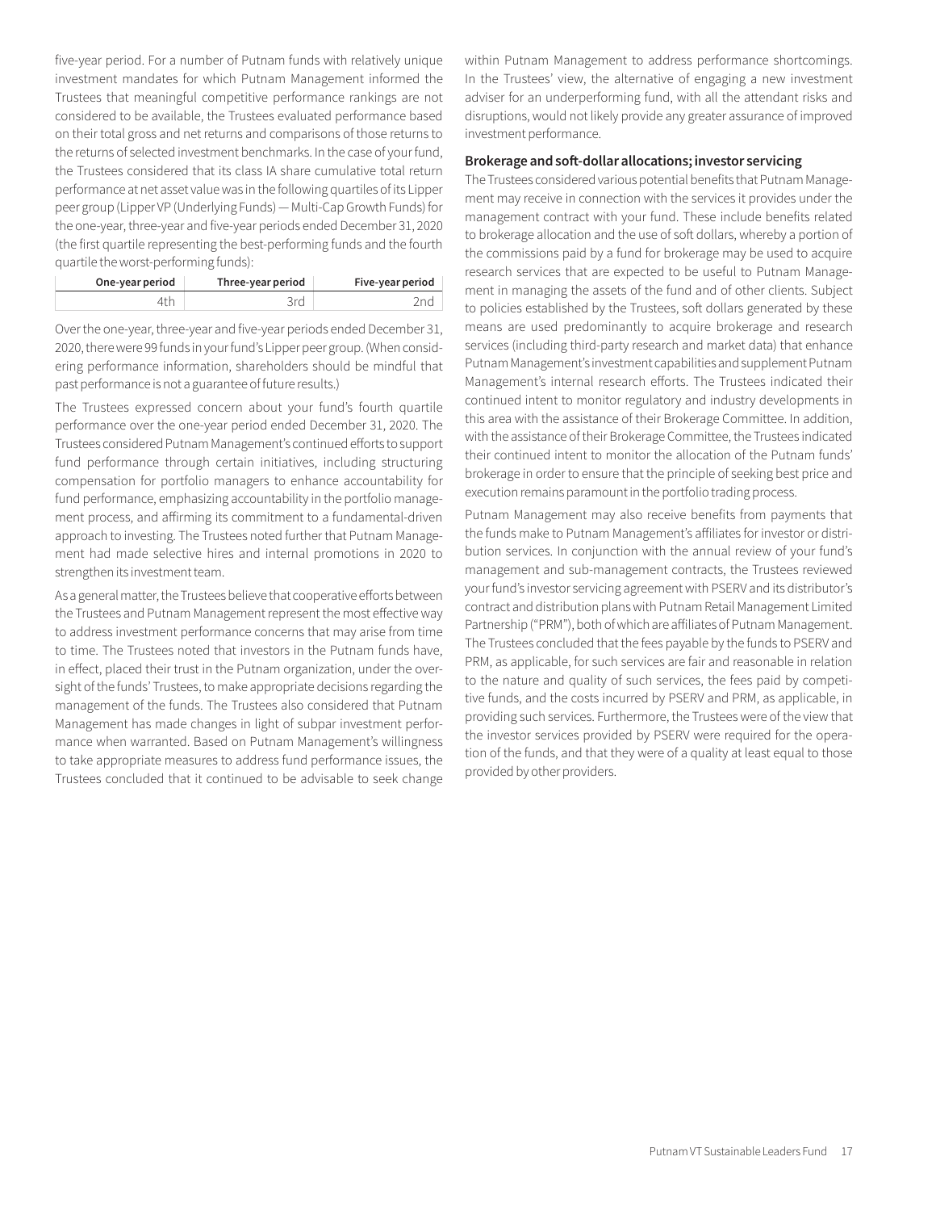five-year period. For a number of Putnam funds with relatively unique investment mandates for which Putnam Management informed the Trustees that meaningful competitive performance rankings are not considered to be available, the Trustees evaluated performance based on their total gross and net returns and comparisons of those returns to the returns of selected investment benchmarks. In the case of your fund, the Trustees considered that its class IA share cumulative total return performance at net asset value was in the following quartiles of its Lipper peer group (Lipper VP (Underlying Funds) — Multi-Cap Growth Funds) for the one-year, three-year and five-year periods ended December 31, 2020 (the first quartile representing the best-performing funds and the fourth quartile the worst-performing funds):

| One-year period | Three-year period | Five-year period |
|---|---|---|
| 4th | 3rd | 2nd |

Over the one-year, three-year and five-year periods ended December 31, 2020, there were 99 funds in your fund's Lipper peer group. (When considering performance information, shareholders should be mindful that past performance is not a guarantee of future results.)

The Trustees expressed concern about your fund's fourth quartile performance over the one-year period ended December 31, 2020. The Trustees considered Putnam Management's continued efforts to support fund performance through certain initiatives, including structuring compensation for portfolio managers to enhance accountability for fund performance, emphasizing accountability in the portfolio management process, and affirming its commitment to a fundamental-driven approach to investing. The Trustees noted further that Putnam Management had made selective hires and internal promotions in 2020 to strengthen its investment team.

As a general matter, the Trustees believe that cooperative efforts between the Trustees and Putnam Management represent the most effective way to address investment performance concerns that may arise from time to time. The Trustees noted that investors in the Putnam funds have, in effect, placed their trust in the Putnam organization, under the oversight of the funds' Trustees, to make appropriate decisions regarding the management of the funds. The Trustees also considered that Putnam Management has made changes in light of subpar investment performance when warranted. Based on Putnam Management's willingness to take appropriate measures to address fund performance issues, the Trustees concluded that it continued to be advisable to seek change within Putnam Management to address performance shortcomings. In the Trustees' view, the alternative of engaging a new investment adviser for an underperforming fund, with all the attendant risks and disruptions, would not likely provide any greater assurance of improved investment performance.

**Brokerage and soft-dollar allocations; investor servicing**

The Trustees considered various potential benefits that Putnam Management may receive in connection with the services it provides under the management contract with your fund. These include benefits related to brokerage allocation and the use of soft dollars, whereby a portion of the commissions paid by a fund for brokerage may be used to acquire research services that are expected to be useful to Putnam Management in managing the assets of the fund and of other clients. Subject to policies established by the Trustees, soft dollars generated by these means are used predominantly to acquire brokerage and research services (including third-party research and market data) that enhance Putnam Management's investment capabilities and supplement Putnam Management's internal research efforts. The Trustees indicated their continued intent to monitor regulatory and industry developments in this area with the assistance of their Brokerage Committee. In addition, with the assistance of their Brokerage Committee, the Trustees indicated their continued intent to monitor the allocation of the Putnam funds' brokerage in order to ensure that the principle of seeking best price and execution remains paramount in the portfolio trading process.

Putnam Management may also receive benefits from payments that the funds make to Putnam Management's affiliates for investor or distribution services. In conjunction with the annual review of your fund's management and sub-management contracts, the Trustees reviewed your fund's investor servicing agreement with PSERV and its distributor's contract and distribution plans with Putnam Retail Management Limited Partnership ("PRM"), both of which are affiliates of Putnam Management. The Trustees concluded that the fees payable by the funds to PSERV and PRM, as applicable, for such services are fair and reasonable in relation to the nature and quality of such services, the fees paid by competitive funds, and the costs incurred by PSERV and PRM, as applicable, in providing such services. Furthermore, the Trustees were of the view that the investor services provided by PSERV were required for the operation of the funds, and that they were of a quality at least equal to those provided by other providers.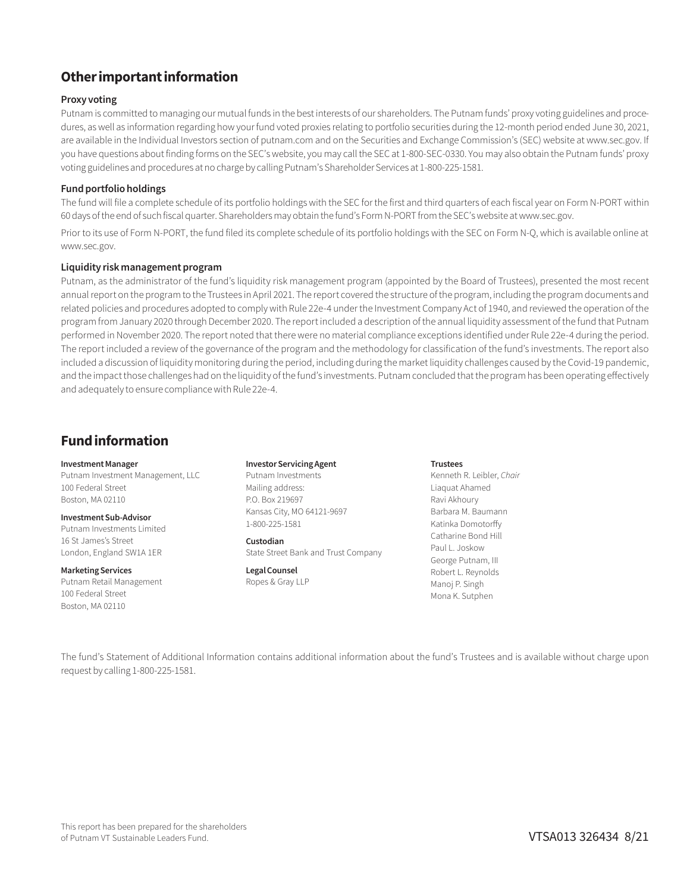## Other important information

### Proxy voting

Putnam is committed to managing our mutual funds in the best interests of our shareholders. The Putnam funds' proxy voting guidelines and procedures, as well as information regarding how your fund voted proxies relating to portfolio securities during the 12-month period ended June 30, 2021, are available in the Individual Investors section of putnam.com and on the Securities and Exchange Commission's (SEC) website at www.sec.gov. If you have questions about finding forms on the SEC's website, you may call the SEC at 1-800-SEC-0330. You may also obtain the Putnam funds' proxy voting guidelines and procedures at no charge by calling Putnam's Shareholder Services at 1-800-225-1581.

### Fund portfolio holdings

The fund will file a complete schedule of its portfolio holdings with the SEC for the first and third quarters of each fiscal year on Form N-PORT within 60 days of the end of such fiscal quarter. Shareholders may obtain the fund's Form N-PORT from the SEC's website at www.sec.gov.

Prior to its use of Form N-PORT, the fund filed its complete schedule of its portfolio holdings with the SEC on Form N-Q, which is available online at www.sec.gov.

### Liquidity risk management program

Putnam, as the administrator of the fund's liquidity risk management program (appointed by the Board of Trustees), presented the most recent annual report on the program to the Trustees in April 2021. The report covered the structure of the program, including the program documents and related policies and procedures adopted to comply with Rule 22e-4 under the Investment Company Act of 1940, and reviewed the operation of the program from January 2020 through December 2020. The report included a description of the annual liquidity assessment of the fund that Putnam performed in November 2020. The report noted that there were no material compliance exceptions identified under Rule 22e-4 during the period. The report included a review of the governance of the program and the methodology for classification of the fund's investments. The report also included a discussion of liquidity monitoring during the period, including during the market liquidity challenges caused by the Covid-19 pandemic, and the impact those challenges had on the liquidity of the fund's investments. Putnam concluded that the program has been operating effectively and adequately to ensure compliance with Rule 22e-4.

## Fund information

**Investment Manager**
Putnam Investment Management, LLC
100 Federal Street
Boston, MA 02110

**Investment Sub-Advisor**
Putnam Investments Limited
16 St James's Street
London, England SW1A 1ER

**Marketing Services**
Putnam Retail Management
100 Federal Street
Boston, MA 02110

**Investor Servicing Agent**
Putnam Investments
Mailing address:
P.O. Box 219697
Kansas City, MO 64121-9697
1-800-225-1581

**Custodian**
State Street Bank and Trust Company

**Legal Counsel**
Ropes & Gray LLP

**Trustees**
Kenneth R. Leibler, *Chair*
Liaquat Ahamed
Ravi Akhoury
Barbara M. Baumann
Katinka Domotorffy
Catharine Bond Hill
Paul L. Joskow
George Putnam, III
Robert L. Reynolds
Manoj P. Singh
Mona K. Sutphen

The fund's Statement of Additional Information contains additional information about the fund's Trustees and is available without charge upon request by calling 1-800-225-1581.

This report has been prepared for the shareholders of Putnam VT Sustainable Leaders Fund.

VTSA013 326434 8/21